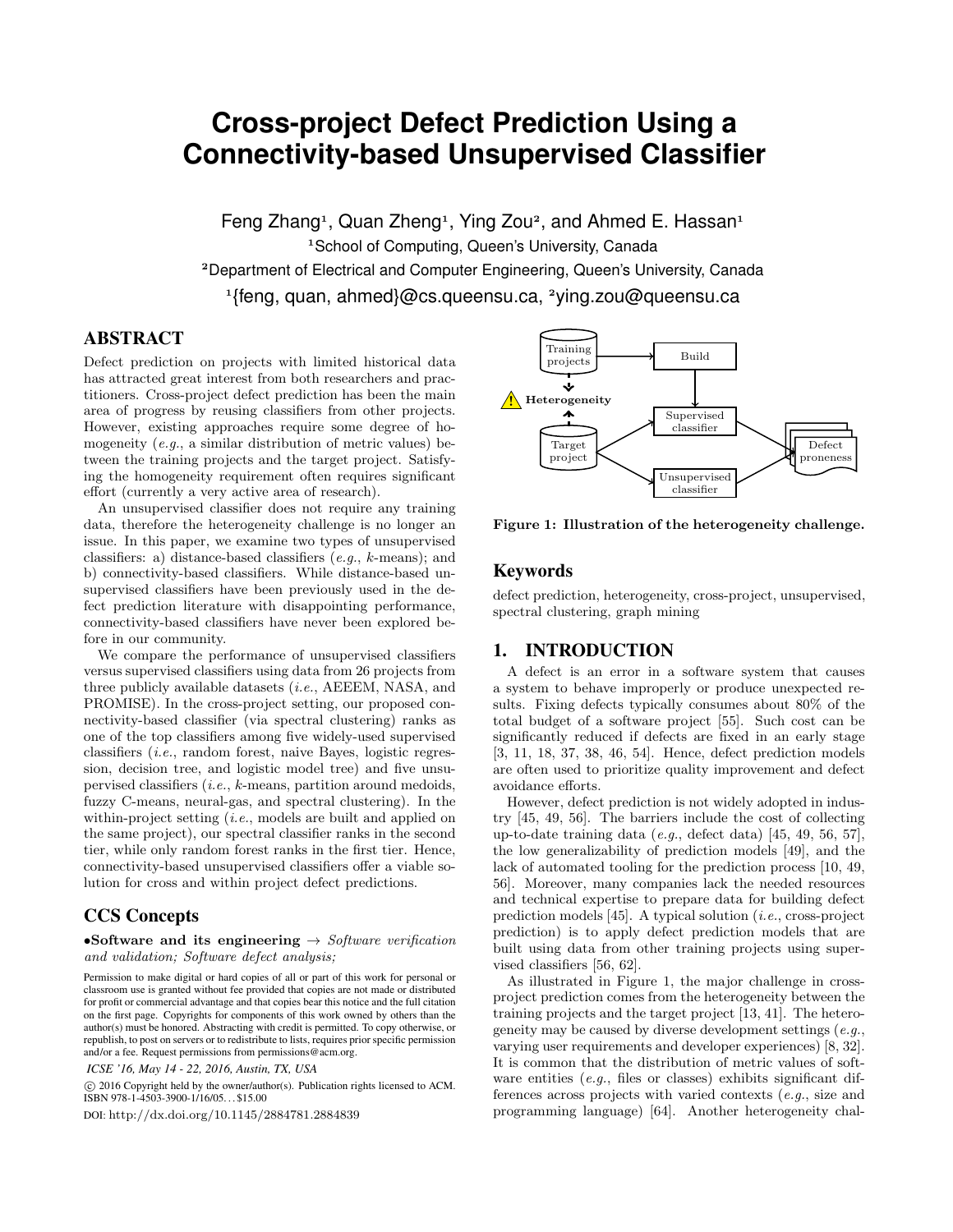# Cross-project Defect Prediction Using a Connectivity-based Unsupervised Classifier

Feng Zhang[1], Quan Zheng[1], Ying Zou[2], and Ahmed E. Hassan[1]

[1]School of Computing, Queen's University, Canada

[2]Department of Electrical and Computer Engineering, Queen's University, Canada

[1]{feng, quan, ahmed}@cs.queensu.ca, [2]ying.zou@queensu.ca

## ABSTRACT

Defect prediction on projects with limited historical data has attracted great interest from both researchers and practitioners. Cross-project defect prediction has been the main area of progress by reusing classifiers from other projects. However, existing approaches require some degree of homogeneity (*e.g.*, a similar distribution of metric values) between the training projects and the target project. Satisfying the homogeneity requirement often requires significant effort (currently a very active area of research).

An unsupervised classifier does not require any training data, therefore the heterogeneity challenge is no longer an issue. In this paper, we examine two types of unsupervised classifiers: a) distance-based classifiers (*e.g.*, *k*-means); and b) connectivity-based classifiers. While distance-based unsupervised classifiers have been previously used in the defect prediction literature with disappointing performance, connectivity-based classifiers have never been explored before in our community.

We compare the performance of unsupervised classifiers versus supervised classifiers using data from 26 projects from three publicly available datasets (*i.e.*, AEEEM, NASA, and PROMISE). In the cross-project setting, our proposed connectivity-based classifier (via spectral clustering) ranks as one of the top classifiers among five widely-used supervised classifiers (*i.e.*, random forest, naive Bayes, logistic regression, decision tree, and logistic model tree) and five unsupervised classifiers (*i.e.*, *k*-means, partition around medoids, fuzzy C-means, neural-gas, and spectral clustering). In the within-project setting (*i.e.*, models are built and applied on the same project), our spectral classifier ranks in the second tier, while only random forest ranks in the first tier. Hence, connectivity-based unsupervised classifiers offer a viable solution for cross and within project defect predictions.

## CCS Concepts

•**Software and its engineering** → *Software verification and validation; Software defect analysis;*

Permission to make digital or hard copies of all or part of this work for personal or classroom use is granted without fee provided that copies are not made or distributed for profit or commercial advantage and that copies bear this notice and the full citation on the first page. Copyrights for components of this work owned by others than the author(s) must be honored. Abstracting with credit is permitted. To copy otherwise, or republish, to post on servers or to redistribute to lists, requires prior specific permission and/or a fee. Request permissions from permissions@acm.org.

*ICSE '16, May 14 - 22, 2016, Austin, TX, USA*

© 2016 Copyright held by the owner/author(s). Publication rights licensed to ACM. ISBN 978-1-4503-3900-1/16/05...$15.00

DOI: http://dx.doi.org/10.1145/2884781.2884839

Training projects
Build
Heterogeneity
Supervised classifier
Target project
Defect proneness
Unsupervised classifier

**Figure 1: Illustration of the heterogeneity challenge.**

## Keywords

defect prediction, heterogeneity, cross-project, unsupervised, spectral clustering, graph mining

## 1. INTRODUCTION

A defect is an error in a software system that causes a system to behave improperly or produce unexpected results. Fixing defects typically consumes about 80% of the total budget of a software project [55]. Such cost can be significantly reduced if defects are fixed in an early stage [3, 11, 18, 37, 38, 46, 54]. Hence, defect prediction models are often used to prioritize quality improvement and defect avoidance efforts.

However, defect prediction is not widely adopted in industry [45, 49, 56]. The barriers include the cost of collecting up-to-date training data (*e.g.*, defect data) [45, 49, 56, 57], the low generalizability of prediction models [49], and the lack of automated tooling for the prediction process [10, 49, 56]. Moreover, many companies lack the needed resources and technical expertise to prepare data for building defect prediction models [45]. A typical solution (*i.e.*, cross-project prediction) is to apply defect prediction models that are built using data from other training projects using supervised classifiers [56, 62].

As illustrated in Figure 1, the major challenge in cross-project prediction comes from the heterogeneity between the training projects and the target project [13, 41]. The heterogeneity may be caused by diverse development settings (*e.g.*, varying user requirements and developer experiences) [8, 32]. It is common that the distribution of metric values of software entities (*e.g.*, files or classes) exhibits significant differences across projects with varied contexts (*e.g.*, size and programming language) [64]. Another heterogeneity chal-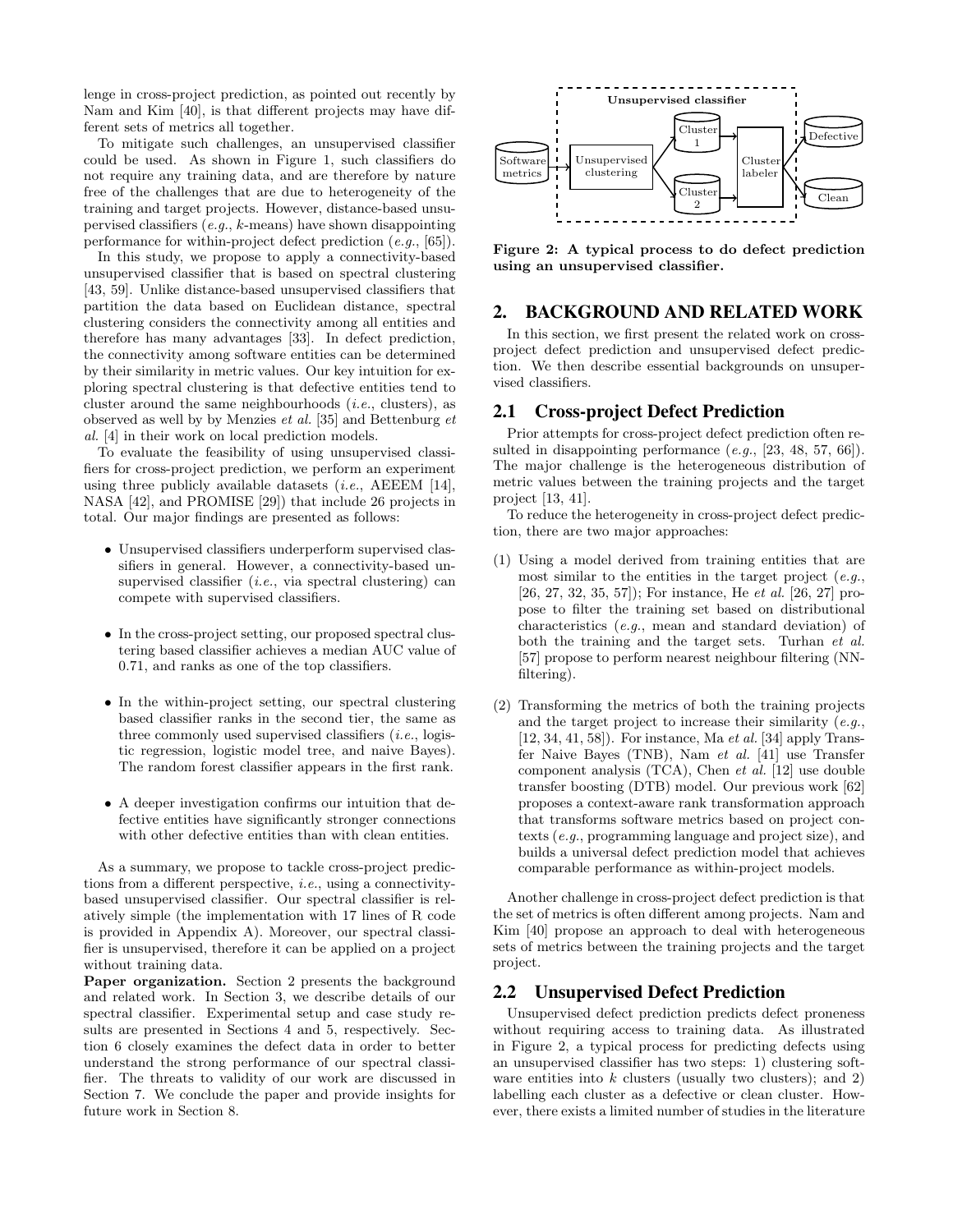lenge in cross-project prediction, as pointed out recently by Nam and Kim [40], is that different projects may have different sets of metrics all together.

To mitigate such challenges, an unsupervised classifier could be used. As shown in Figure 1, such classifiers do not require any training data, and are therefore by nature free of the challenges that are due to heterogeneity of the training and target projects. However, distance-based unsupervised classifiers (*e.g.*, *k*-means) have shown disappointing performance for within-project defect prediction (*e.g.*, [65]).

In this study, we propose to apply a connectivity-based unsupervised classifier that is based on spectral clustering [43, 59]. Unlike distance-based unsupervised classifiers that partition the data based on Euclidean distance, spectral clustering considers the connectivity among all entities and therefore has many advantages [33]. In defect prediction, the connectivity among software entities can be determined by their similarity in metric values. Our key intuition for exploring spectral clustering is that defective entities tend to cluster around the same neighbourhoods (*i.e.*, clusters), as observed as well by by Menzies *et al.* [35] and Bettenburg *et al.* [4] in their work on local prediction models.

To evaluate the feasibility of using unsupervised classifiers for cross-project prediction, we perform an experiment using three publicly available datasets (*i.e.*, AEEEM [14], NASA [42], and PROMISE [29]) that include 26 projects in total. Our major findings are presented as follows:

- Unsupervised classifiers underperform supervised classifiers in general. However, a connectivity-based unsupervised classifier (*i.e.*, via spectral clustering) can compete with supervised classifiers.
- In the cross-project setting, our proposed spectral clustering based classifier achieves a median AUC value of 0.71, and ranks as one of the top classifiers.
- In the within-project setting, our spectral clustering based classifier ranks in the second tier, the same as three commonly used supervised classifiers (*i.e.*, logistic regression, logistic model tree, and naive Bayes). The random forest classifier appears in the first rank.
- A deeper investigation confirms our intuition that defective entities have significantly stronger connections with other defective entities than with clean entities.

As a summary, we propose to tackle cross-project predictions from a different perspective, *i.e.*, using a connectivity-based unsupervised classifier. Our spectral classifier is relatively simple (the implementation with 17 lines of R code is provided in Appendix A). Moreover, our spectral classifier is unsupervised, therefore it can be applied on a project without training data.

**Paper organization.** Section 2 presents the background and related work. In Section 3, we describe details of our spectral classifier. Experimental setup and case study results are presented in Sections 4 and 5, respectively. Section 6 closely examines the defect data in order to better understand the strong performance of our spectral classifier. The threats to validity of our work are discussed in Section 7. We conclude the paper and provide insights for future work in Section 8.

**Figure 2: A typical process to do defect prediction using an unsupervised classifier.**

## 2. BACKGROUND AND RELATED WORK

In this section, we first present the related work on cross-project defect prediction and unsupervised defect prediction. We then describe essential backgrounds on unsupervised classifiers.

### 2.1 Cross-project Defect Prediction

Prior attempts for cross-project defect prediction often resulted in disappointing performance (*e.g.*, [23, 48, 57, 66]). The major challenge is the heterogeneous distribution of metric values between the training projects and the target project [13, 41].

To reduce the heterogeneity in cross-project defect prediction, there are two major approaches:

(1) Using a model derived from training entities that are most similar to the entities in the target project (*e.g.*, [26, 27, 32, 35, 57]); For instance, He *et al.* [26, 27] propose to filter the training set based on distributional characteristics (*e.g.*, mean and standard deviation) of both the training and the target sets. Turhan *et al.* [57] propose to perform nearest neighbour filtering (NN-filtering).

(2) Transforming the metrics of both the training projects and the target project to increase their similarity (*e.g.*, [12, 34, 41, 58]). For instance, Ma *et al.* [34] apply Transfer Naive Bayes (TNB), Nam *et al.* [41] use Transfer component analysis (TCA), Chen *et al.* [12] use double transfer boosting (DTB) model. Our previous work [62] proposes a context-aware rank transformation approach that transforms software metrics based on project contexts (*e.g.*, programming language and project size), and builds a universal defect prediction model that achieves comparable performance as within-project models.

Another challenge in cross-project defect prediction is that the set of metrics is often different among projects. Nam and Kim [40] propose an approach to deal with heterogeneous sets of metrics between the training projects and the target project.

### 2.2 Unsupervised Defect Prediction

Unsupervised defect prediction predicts defect proneness without requiring access to training data. As illustrated in Figure 2, a typical process for predicting defects using an unsupervised classifier has two steps: 1) clustering software entities into *k* clusters (usually two clusters); and 2) labelling each cluster as a defective or clean cluster. However, there exists a limited number of studies in the literature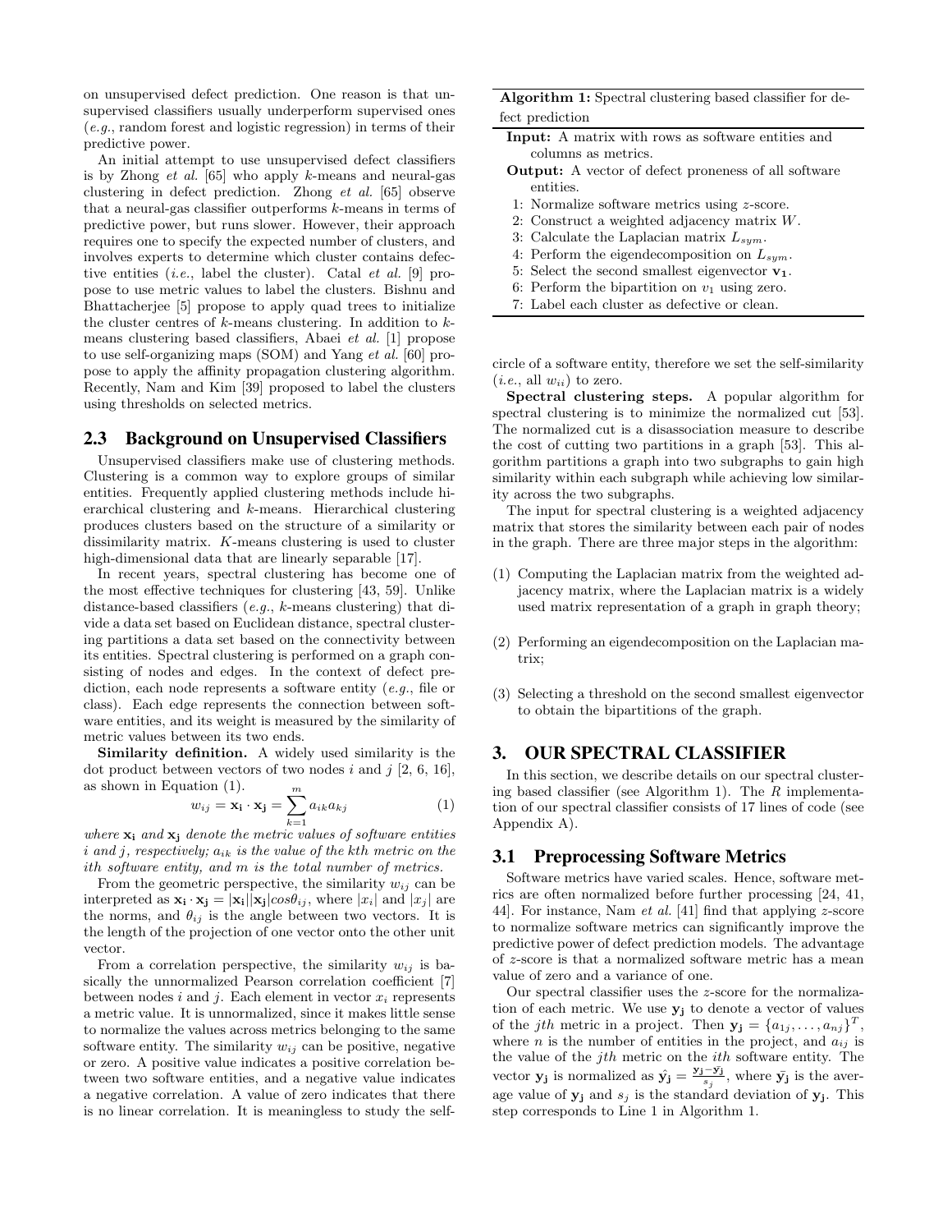on unsupervised defect prediction. One reason is that unsupervised classifiers usually underperform supervised ones (*e.g.*, random forest and logistic regression) in terms of their predictive power.

An initial attempt to use unsupervised defect classifiers is by Zhong *et al.* [65] who apply $k$-means and neural-gas clustering in defect prediction. Zhong *et al.* [65] observe that a neural-gas classifier outperforms $k$-means in terms of predictive power, but runs slower. However, their approach requires one to specify the expected number of clusters, and involves experts to determine which cluster contains defective entities (*i.e.*, label the cluster). Catal *et al.* [9] propose to use metric values to label the clusters. Bishnu and Bhattacherjee [5] propose to apply quad trees to initialize the cluster centres of $k$-means clustering. In addition to $k$-means clustering based classifiers, Abaei *et al.* [1] propose to use self-organizing maps (SOM) and Yang *et al.* [60] propose to apply the affinity propagation clustering algorithm. Recently, Nam and Kim [39] proposed to label the clusters using thresholds on selected metrics.

## 2.3 Background on Unsupervised Classifiers

Unsupervised classifiers make use of clustering methods. Clustering is a common way to explore groups of similar entities. Frequently applied clustering methods include hierarchical clustering and $k$-means. Hierarchical clustering produces clusters based on the structure of a similarity or dissimilarity matrix. $K$-means clustering is used to cluster high-dimensional data that are linearly separable [17].

In recent years, spectral clustering has become one of the most effective techniques for clustering [43, 59]. Unlike distance-based classifiers (*e.g.*, $k$-means clustering) that divide a data set based on Euclidean distance, spectral clustering partitions a data set based on the connectivity between its entities. Spectral clustering is performed on a graph consisting of nodes and edges. In the context of defect prediction, each node represents a software entity (*e.g.*, file or class). Each edge represents the connection between software entities, and its weight is measured by the similarity of metric values between its two ends.

**Similarity definition.** A widely used similarity is the dot product between vectors of two nodes $i$ and $j$ [2, 6, 16], as shown in Equation (1).

$$w_{ij} = \mathbf{x_i} \cdot \mathbf{x_j} = \sum_{k=1}^{m} a_{ik}a_{kj} \quad (1)$$

*where* $\mathbf{x_i}$ *and* $\mathbf{x_j}$ *denote the metric values of software entities* $i$ *and* $j$*, respectively;* $a_{ik}$ *is the value of the kth metric on the ith software entity, and* $m$ *is the total number of metrics.*

From the geometric perspective, the similarity $w_{ij}$ can be interpreted as $\mathbf{x_i} \cdot \mathbf{x_j} = |\mathbf{x_i}||\mathbf{x_j}|cos\theta_{ij}$, where $|x_i|$ and $|x_j|$ are the norms, and $\theta_{ij}$ is the angle between two vectors. It is the length of the projection of one vector onto the other unit vector.

From a correlation perspective, the similarity $w_{ij}$ is basically the unnormalized Pearson correlation coefficient [7] between nodes $i$ and $j$. Each element in vector $x_i$ represents a metric value. It is unnormalized, since it makes little sense to normalize the values across metrics belonging to the same software entity. The similarity $w_{ij}$ can be positive, negative or zero. A positive value indicates a positive correlation between two software entities, and a negative value indicates a negative correlation. A value of zero indicates that there is no linear correlation. It is meaningless to study the self-circle of a software entity, therefore we set the self-similarity (*i.e.*, all $w_{ii}$) to zero.

**Spectral clustering steps.** A popular algorithm for spectral clustering is to minimize the normalized cut [53]. The normalized cut is a disassociation measure to describe the cost of cutting two partitions in a graph [53]. This algorithm partitions a graph into two subgraphs to gain high similarity within each subgraph while achieving low similarity across the two subgraphs.

The input for spectral clustering is a weighted adjacency matrix that stores the similarity between each pair of nodes in the graph. There are three major steps in the algorithm:

(1) Computing the Laplacian matrix from the weighted adjacency matrix, where the Laplacian matrix is a widely used matrix representation of a graph in graph theory;

(2) Performing an eigendecomposition on the Laplacian matrix;

(3) Selecting a threshold on the second smallest eigenvector to obtain the bipartitions of the graph.

**Algorithm 1:** Spectral clustering based classifier for defect prediction

**Input:** A matrix with rows as software entities and columns as metrics.

**Output:** A vector of defect proneness of all software entities.

1: Normalize software metrics using $z$-score.
2: Construct a weighted adjacency matrix $W$.
3: Calculate the Laplacian matrix $L_{sym}$.
4: Perform the eigendecomposition on $L_{sym}$.
5: Select the second smallest eigenvector $\mathbf{v_1}$.
6: Perform the bipartition on $v_1$ using zero.
7: Label each cluster as defective or clean.

# 3. OUR SPECTRAL CLASSIFIER

In this section, we describe details on our spectral clustering based classifier (see Algorithm 1). The $R$ implementation of our spectral classifier consists of 17 lines of code (see Appendix A).

## 3.1 Preprocessing Software Metrics

Software metrics have varied scales. Hence, software metrics are often normalized before further processing [24, 41, 44]. For instance, Nam *et al.* [41] find that applying $z$-score to normalize software metrics can significantly improve the predictive power of defect prediction models. The advantage of $z$-score is that a normalized software metric has a mean value of zero and a variance of one.

Our spectral classifier uses the $z$-score for the normalization of each metric. We use $\mathbf{y_j}$ to denote a vector of values of the $jth$ metric in a project. Then $\mathbf{y_j} = \{a_{1j}, \ldots, a_{nj}\}^T$, where $n$ is the number of entities in the project, and $a_{ij}$ is the value of the $jth$ metric on the $ith$ software entity. The vector $\mathbf{y_j}$ is normalized as $\hat{\mathbf{y}}_\mathbf{j} = \frac{\mathbf{y_j} - \bar{\mathbf{y}}_\mathbf{j}}{s_j}$, where $\bar{\mathbf{y}}_\mathbf{j}$ is the average value of $\mathbf{y_j}$ and $s_j$ is the standard deviation of $\mathbf{y_j}$. This step corresponds to Line 1 in Algorithm 1.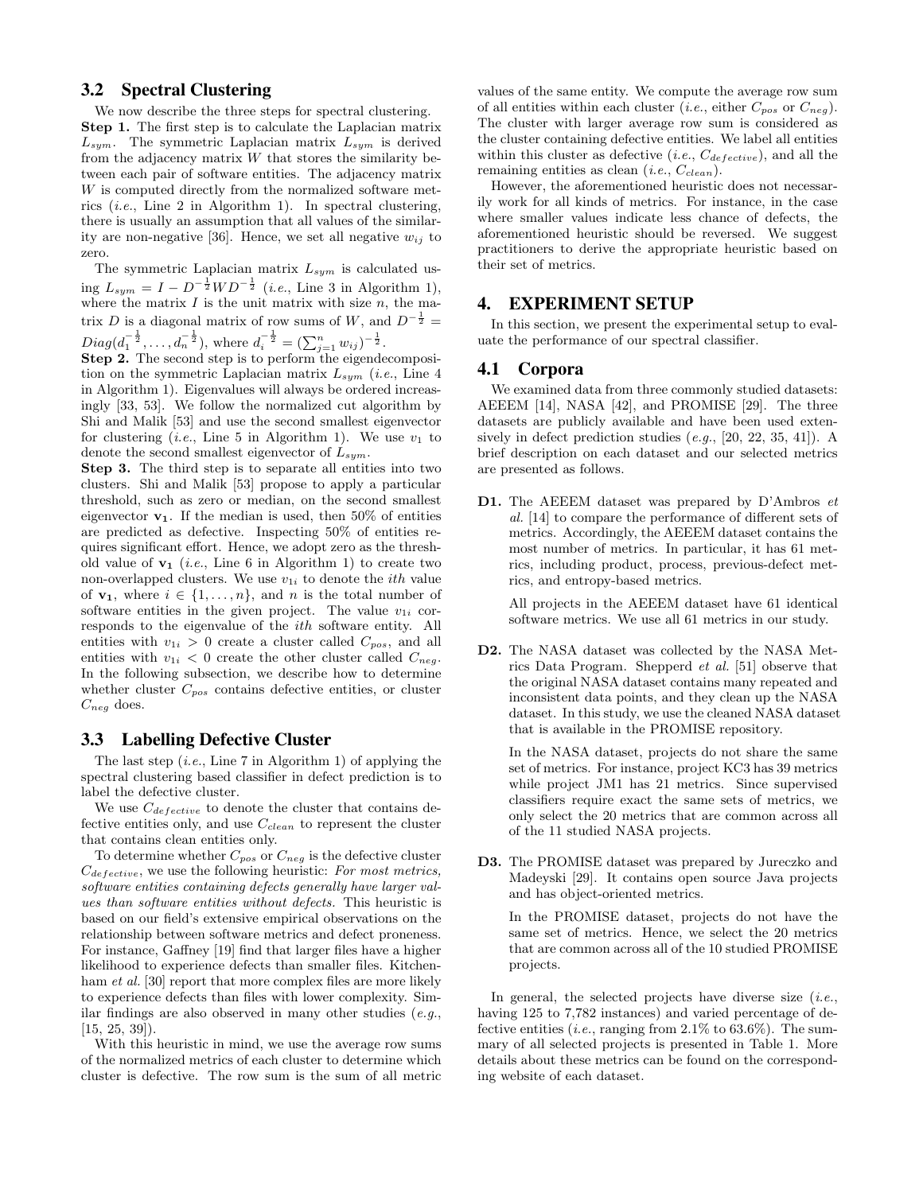## 3.2 Spectral Clustering

We now describe the three steps for spectral clustering.

**Step 1.** The first step is to calculate the Laplacian matrix $L_{sym}$. The symmetric Laplacian matrix $L_{sym}$ is derived from the adjacency matrix $W$ that stores the similarity between each pair of software entities. The adjacency matrix $W$ is computed directly from the normalized software metrics (*i.e.*, Line 2 in Algorithm 1). In spectral clustering, there is usually an assumption that all values of the similarity are non-negative [36]. Hence, we set all negative $w_{ij}$ to zero.

The symmetric Laplacian matrix $L_{sym}$ is calculated using $L_{sym} = I - D^{-\frac{1}{2}} W D^{-\frac{1}{2}}$ (*i.e.*, Line 3 in Algorithm 1), where the matrix $I$ is the unit matrix with size $n$, the matrix $D$ is a diagonal matrix of row sums of $W$, and $D^{-\frac{1}{2}} = Diag(d_1^{-\frac{1}{2}}, \ldots, d_n^{-\frac{1}{2}})$, where $d_i^{-\frac{1}{2}} = (\sum_{j=1}^{n} w_{ij})^{-\frac{1}{2}}$.

**Step 2.** The second step is to perform the eigendecomposition on the symmetric Laplacian matrix $L_{sym}$ (*i.e.*, Line 4 in Algorithm 1). Eigenvalues will always be ordered increasingly [33, 53]. We follow the normalized cut algorithm by Shi and Malik [53] and use the second smallest eigenvector for clustering (*i.e.*, Line 5 in Algorithm 1). We use $v_1$ to denote the second smallest eigenvector of $L_{sym}$.

**Step 3.** The third step is to separate all entities into two clusters. Shi and Malik [53] propose to apply a particular threshold, such as zero or median, on the second smallest eigenvector $\mathbf{v_1}$. If the median is used, then 50% of entities are predicted as defective. Inspecting 50% of entities requires significant effort. Hence, we adopt zero as the threshold value of $\mathbf{v_1}$ (*i.e.*, Line 6 in Algorithm 1) to create two non-overlapped clusters. We use $v_{1i}$ to denote the $ith$ value of $\mathbf{v_1}$, where $i \in \{1, \ldots, n\}$, and $n$ is the total number of software entities in the given project. The value $v_{1i}$ corresponds to the eigenvalue of the $ith$ software entity. All entities with $v_{1i} > 0$ create a cluster called $C_{pos}$, and all entities with $v_{1i} < 0$ create the other cluster called $C_{neg}$. In the following subsection, we describe how to determine whether cluster $C_{pos}$ contains defective entities, or cluster $C_{neg}$ does.

## 3.3 Labelling Defective Cluster

The last step (*i.e.*, Line 7 in Algorithm 1) of applying the spectral clustering based classifier in defect prediction is to label the defective cluster.

We use $C_{defective}$ to denote the cluster that contains defective entities only, and use $C_{clean}$ to represent the cluster that contains clean entities only.

To determine whether $C_{pos}$ or $C_{neg}$ is the defective cluster $C_{defective}$, we use the following heuristic: *For most metrics, software entities containing defects generally have larger values than software entities without defects.* This heuristic is based on our field's extensive empirical observations on the relationship between software metrics and defect proneness. For instance, Gaffney [19] find that larger files have a higher likelihood to experience defects than smaller files. Kitchenham *et al.* [30] report that more complex files are more likely to experience defects than files with lower complexity. Similar findings are also observed in many other studies (*e.g.*, [15, 25, 39]).

With this heuristic in mind, we use the average row sums of the normalized metrics of each cluster to determine which cluster is defective. The row sum is the sum of all metric values of the same entity. We compute the average row sum of all entities within each cluster (*i.e.*, either $C_{pos}$ or $C_{neg}$). The cluster with larger average row sum is considered as the cluster containing defective entities. We label all entities within this cluster as defective (*i.e.*, $C_{defective}$), and all the remaining entities as clean (*i.e.*, $C_{clean}$).

However, the aforementioned heuristic does not necessarily work for all kinds of metrics. For instance, in the case where smaller values indicate less chance of defects, the aforementioned heuristic should be reversed. We suggest practitioners to derive the appropriate heuristic based on their set of metrics.

# 4. EXPERIMENT SETUP

In this section, we present the experimental setup to evaluate the performance of our spectral classifier.

## 4.1 Corpora

We examined data from three commonly studied datasets: AEEEM [14], NASA [42], and PROMISE [29]. The three datasets are publicly available and have been used extensively in defect prediction studies (*e.g.*, [20, 22, 35, 41]). A brief description on each dataset and our selected metrics are presented as follows.

**D1.** The AEEEM dataset was prepared by D'Ambros *et al.* [14] to compare the performance of different sets of metrics. Accordingly, the AEEEM dataset contains the most number of metrics. In particular, it has 61 metrics, including product, process, previous-defect metrics, and entropy-based metrics.

All projects in the AEEEM dataset have 61 identical software metrics. We use all 61 metrics in our study.

**D2.** The NASA dataset was collected by the NASA Metrics Data Program. Shepperd *et al.* [51] observe that the original NASA dataset contains many repeated and inconsistent data points, and they clean up the NASA dataset. In this study, we use the cleaned NASA dataset that is available in the PROMISE repository.

In the NASA dataset, projects do not share the same set of metrics. For instance, project KC3 has 39 metrics while project JM1 has 21 metrics. Since supervised classifiers require exact the same sets of metrics, we only select the 20 metrics that are common across all of the 11 studied NASA projects.

**D3.** The PROMISE dataset was prepared by Jureczko and Madeyski [29]. It contains open source Java projects and has object-oriented metrics.

In the PROMISE dataset, projects do not have the same set of metrics. Hence, we select the 20 metrics that are common across all of the 10 studied PROMISE projects.

In general, the selected projects have diverse size (*i.e.*, having 125 to 7,782 instances) and varied percentage of defective entities (*i.e.*, ranging from 2.1% to 63.6%). The summary of all selected projects is presented in Table 1. More details about these metrics can be found on the corresponding website of each dataset.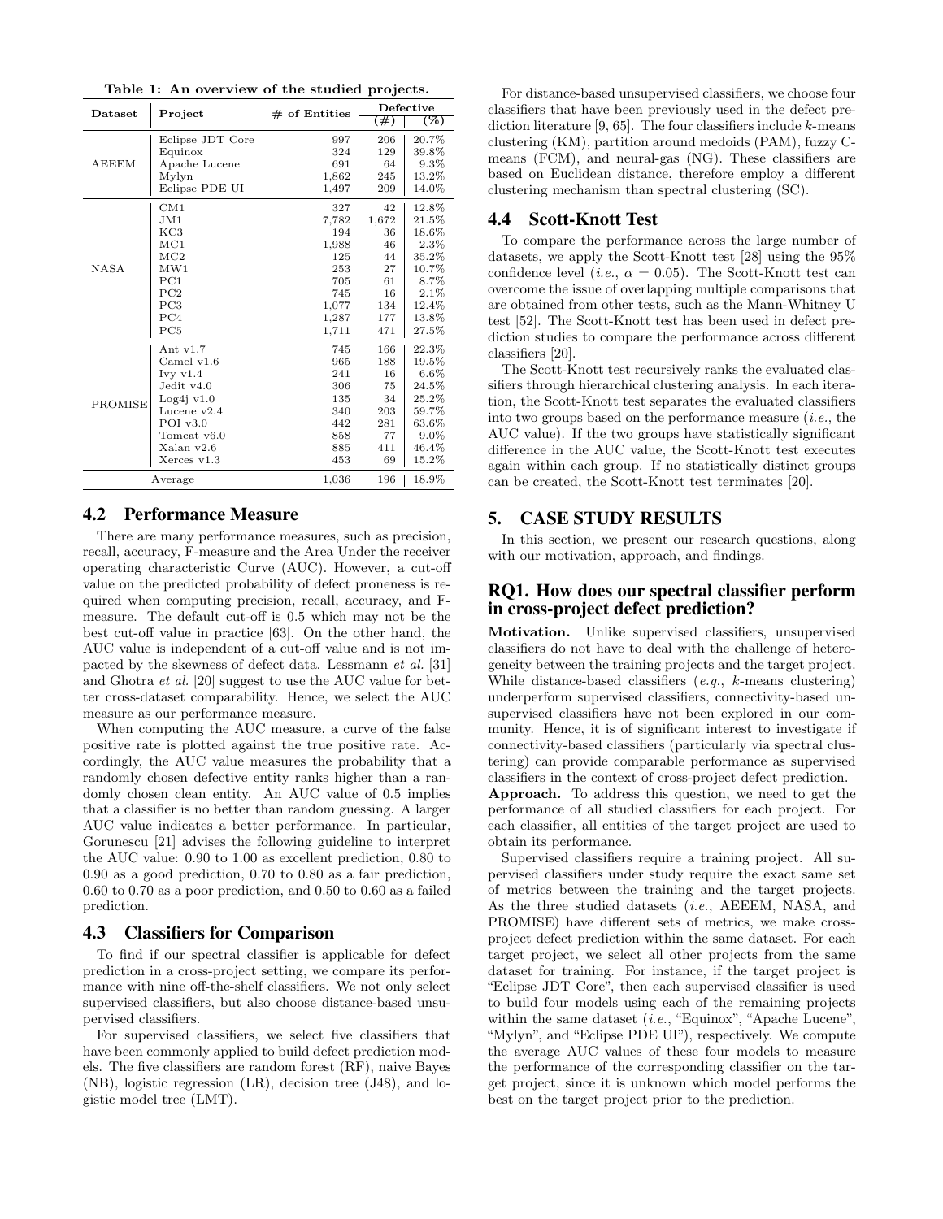**Table 1: An overview of the studied projects.**

| Dataset | Project | # of Entities | Defective (#) | Defective (%) |
|---|---|---|---|---|
| AEEEM | Eclipse JDT Core | 997 | 206 | 20.7% |
| | Equinox | 324 | 129 | 39.8% |
| | Apache Lucene | 691 | 64 | 9.3% |
| | Mylyn | 1,862 | 245 | 13.2% |
| | Eclipse PDE UI | 1,497 | 209 | 14.0% |
| NASA | CM1 | 327 | 42 | 12.8% |
| | JM1 | 7,782 | 1,672 | 21.5% |
| | KC3 | 194 | 36 | 18.6% |
| | MC1 | 1,988 | 46 | 2.3% |
| | MC2 | 125 | 44 | 35.2% |
| | MW1 | 253 | 27 | 10.7% |
| | PC1 | 705 | 61 | 8.7% |
| | PC2 | 745 | 16 | 2.1% |
| | PC3 | 1,077 | 134 | 12.4% |
| | PC4 | 1,287 | 177 | 13.8% |
| | PC5 | 1,711 | 471 | 27.5% |
| PROMISE | Ant v1.7 | 745 | 166 | 22.3% |
| | Camel v1.6 | 965 | 188 | 19.5% |
| | Ivy v1.4 | 241 | 16 | 6.6% |
| | Jedit v4.0 | 306 | 75 | 24.5% |
| | Log4j v1.0 | 135 | 34 | 25.2% |
| | Lucene v2.4 | 340 | 203 | 59.7% |
| | POI v3.0 | 442 | 281 | 63.6% |
| | Tomcat v6.0 | 858 | 77 | 9.0% |
| | Xalan v2.6 | 885 | 411 | 46.4% |
| | Xerces v1.3 | 453 | 69 | 15.2% |
| Average | | 1,036 | 196 | 18.9% |

## 4.2 Performance Measure

There are many performance measures, such as precision, recall, accuracy, F-measure and the Area Under the receiver operating characteristic Curve (AUC). However, a cut-off value on the predicted probability of defect proneness is required when computing precision, recall, accuracy, and F-measure. The default cut-off is 0.5 which may not be the best cut-off value in practice [63]. On the other hand, the AUC value is independent of a cut-off value and is not impacted by the skewness of defect data. Lessmann *et al.* [31] and Ghotra *et al.* [20] suggest to use the AUC value for better cross-dataset comparability. Hence, we select the AUC measure as our performance measure.

When computing the AUC measure, a curve of the false positive rate is plotted against the true positive rate. Accordingly, the AUC value measures the probability that a randomly chosen defective entity ranks higher than a randomly chosen clean entity. An AUC value of 0.5 implies that a classifier is no better than random guessing. A larger AUC value indicates a better performance. In particular, Gorunescu [21] advises the following guideline to interpret the AUC value: 0.90 to 1.00 as excellent prediction, 0.80 to 0.90 as a good prediction, 0.70 to 0.80 as a fair prediction, 0.60 to 0.70 as a poor prediction, and 0.50 to 0.60 as a failed prediction.

## 4.3 Classifiers for Comparison

To find if our spectral classifier is applicable for defect prediction in a cross-project setting, we compare its performance with nine off-the-shelf classifiers. We not only select supervised classifiers, but also choose distance-based unsupervised classifiers.

For supervised classifiers, we select five classifiers that have been commonly applied to build defect prediction models. The five classifiers are random forest (RF), naive Bayes (NB), logistic regression (LR), decision tree (J48), and logistic model tree (LMT).

For distance-based unsupervised classifiers, we choose four classifiers that have been previously used in the defect prediction literature [9, 65]. The four classifiers include $k$-means clustering (KM), partition around medoids (PAM), fuzzy C-means (FCM), and neural-gas (NG). These classifiers are based on Euclidean distance, therefore employ a different clustering mechanism than spectral clustering (SC).

## 4.4 Scott-Knott Test

To compare the performance across the large number of datasets, we apply the Scott-Knott test [28] using the 95% confidence level (*i.e.*, $\alpha = 0.05$). The Scott-Knott test can overcome the issue of overlapping multiple comparisons that are obtained from other tests, such as the Mann-Whitney U test [52]. The Scott-Knott test has been used in defect prediction studies to compare the performance across different classifiers [20].

The Scott-Knott test recursively ranks the evaluated classifiers through hierarchical clustering analysis. In each iteration, the Scott-Knott test separates the evaluated classifiers into two groups based on the performance measure (*i.e.*, the AUC value). If the two groups have statistically significant difference in the AUC value, the Scott-Knott test executes again within each group. If no statistically distinct groups can be created, the Scott-Knott test terminates [20].

# 5. CASE STUDY RESULTS

In this section, we present our research questions, along with our motivation, approach, and findings.

## RQ1. How does our spectral classifier perform in cross-project defect prediction?

**Motivation.** Unlike supervised classifiers, unsupervised classifiers do not have to deal with the challenge of heterogeneity between the training projects and the target project. While distance-based classifiers (*e.g.*, $k$-means clustering) underperform supervised classifiers, connectivity-based unsupervised classifiers have not been explored in our community. Hence, it is of significant interest to investigate if connectivity-based classifiers (particularly via spectral clustering) can provide comparable performance as supervised classifiers in the context of cross-project defect prediction.

**Approach.** To address this question, we need to get the performance of all studied classifiers for each project. For each classifier, all entities of the target project are used to obtain its performance.

Supervised classifiers require a training project. All supervised classifiers under study require the exact same set of metrics between the training and the target projects. As the three studied datasets (*i.e.*, AEEEM, NASA, and PROMISE) have different sets of metrics, we make cross-project defect prediction within the same dataset. For each target project, we select all other projects from the same dataset for training. For instance, if the target project is "Eclipse JDT Core", then each supervised classifier is used to build four models using each of the remaining projects within the same dataset (*i.e.*, "Equinox", "Apache Lucene", "Mylyn", and "Eclipse PDE UI"), respectively. We compute the average AUC values of these four models to measure the performance of the corresponding classifier on the target project, since it is unknown which model performs the best on the target project prior to the prediction.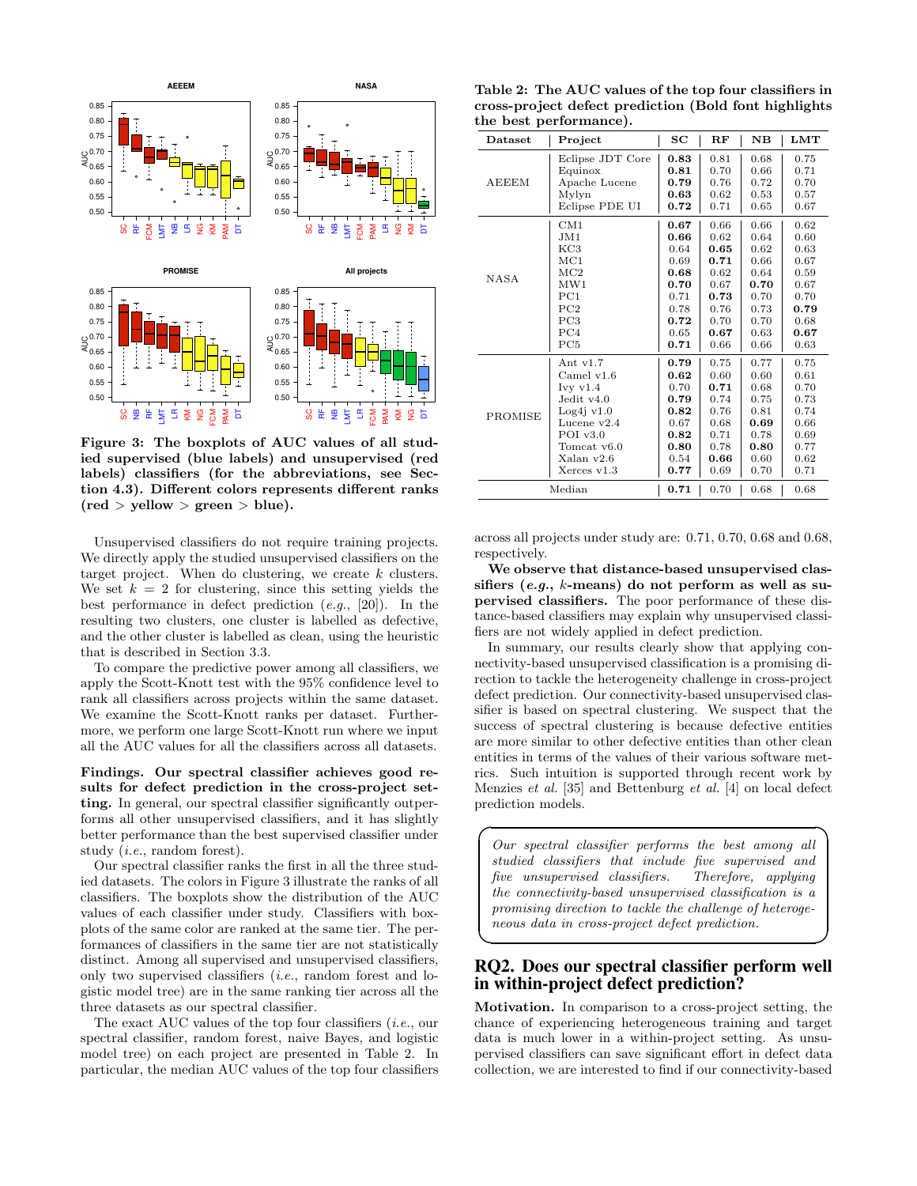Figure 3: The boxplots of AUC values of all studied supervised (blue labels) and unsupervised (red labels) classifiers (for the abbreviations, see Section 4.3). Different colors represents different ranks (red > yellow > green > blue).

Unsupervised classifiers do not require training projects. We directly apply the studied unsupervised classifiers on the target project. When do clustering, we create $k$ clusters. We set $k = 2$ for clustering, since this setting yields the best performance in defect prediction (*e.g.*, [20]). In the resulting two clusters, one cluster is labelled as defective, and the other cluster is labelled as clean, using the heuristic that is described in Section 3.3.

To compare the predictive power among all classifiers, we apply the Scott-Knott test with the 95% confidence level to rank all classifiers across projects within the same dataset. We examine the Scott-Knott ranks per dataset. Furthermore, we perform one large Scott-Knott run where we input all the AUC values for all the classifiers across all datasets.

**Findings. Our spectral classifier achieves good results for defect prediction in the cross-project setting.** In general, our spectral classifier significantly outperforms all other unsupervised classifiers, and it has slightly better performance than the best supervised classifier under study (*i.e.*, random forest).

Our spectral classifier ranks the first in all the three studied datasets. The colors in Figure 3 illustrate the ranks of all classifiers. The boxplots show the distribution of the AUC values of each classifier under study. Classifiers with boxplots of the same color are ranked at the same tier. The performances of classifiers in the same tier are not statistically distinct. Among all supervised and unsupervised classifiers, only two supervised classifiers (*i.e.*, random forest and logistic model tree) are in the same ranking tier across all the three datasets as our spectral classifier.

The exact AUC values of the top four classifiers (*i.e.*, our spectral classifier, random forest, naive Bayes, and logistic model tree) on each project are presented in Table 2. In particular, the median AUC values of the top four classifiers across all projects under study are: 0.71, 0.70, 0.68 and 0.68, respectively.

**Table 2: The AUC values of the top four classifiers in cross-project defect prediction (Bold font highlights the best performance).**

| Dataset | Project | SC | RF | NB | LMT |
|---|---|---|---|---|---|
| AEEEM | Eclipse JDT Core | **0.83** | 0.81 | 0.68 | 0.75 |
| | Equinox | **0.81** | 0.70 | 0.66 | 0.71 |
| | Apache Lucene | **0.79** | 0.76 | 0.72 | 0.70 |
| | Mylyn | **0.63** | 0.62 | 0.53 | 0.57 |
| | Eclipse PDE UI | **0.72** | 0.71 | 0.65 | 0.67 |
| NASA | CM1 | **0.67** | 0.66 | 0.66 | 0.62 |
| | JM1 | **0.66** | 0.62 | 0.64 | 0.60 |
| | KC3 | 0.64 | **0.65** | 0.62 | 0.63 |
| | MC1 | 0.69 | **0.71** | 0.66 | 0.67 |
| | MC2 | **0.68** | 0.62 | 0.64 | 0.59 |
| | MW1 | **0.70** | 0.67 | **0.70** | 0.67 |
| | PC1 | 0.71 | **0.73** | 0.70 | 0.70 |
| | PC2 | 0.78 | 0.76 | 0.73 | **0.79** |
| | PC3 | **0.72** | 0.70 | 0.70 | 0.68 |
| | PC4 | 0.65 | **0.67** | 0.63 | **0.67** |
| | PC5 | **0.71** | 0.66 | 0.66 | 0.63 |
| PROMISE | Ant v1.7 | **0.79** | 0.75 | 0.77 | 0.75 |
| | Camel v1.6 | **0.62** | 0.60 | 0.60 | 0.61 |
| | Ivy v1.4 | 0.70 | **0.71** | 0.68 | 0.70 |
| | Jedit v4.0 | **0.79** | 0.74 | 0.75 | 0.73 |
| | Log4j v1.0 | **0.82** | 0.76 | 0.81 | 0.74 |
| | Lucene v2.4 | 0.67 | 0.68 | **0.69** | 0.66 |
| | POI v3.0 | **0.82** | 0.71 | 0.78 | 0.69 |
| | Tomcat v6.0 | **0.80** | 0.78 | **0.80** | 0.77 |
| | Xalan v2.6 | 0.54 | **0.66** | 0.60 | 0.62 |
| | Xerces v1.3 | **0.77** | 0.69 | 0.70 | 0.71 |
| Median | | **0.71** | 0.70 | 0.68 | 0.68 |

**We observe that distance-based unsupervised classifiers (*e.g.*, *k*-means) do not perform as well as supervised classifiers.** The poor performance of these distance-based classifiers may explain why unsupervised classifiers are not widely applied in defect prediction.

In summary, our results clearly show that applying connectivity-based unsupervised classification is a promising direction to tackle the heterogeneity challenge in cross-project defect prediction. Our connectivity-based unsupervised classifier is based on spectral clustering. We suspect that the success of spectral clustering is because defective entities are more similar to other defective entities than other clean entities in terms of the values of their various software metrics. Such intuition is supported through recent work by Menzies *et al.* [35] and Bettenburg *et al.* [4] on local defect prediction models.

> *Our spectral classifier performs the best among all studied classifiers that include five supervised and five unsupervised classifiers. Therefore, applying the connectivity-based unsupervised classification is a promising direction to tackle the challenge of heterogeneous data in cross-project defect prediction.*

## RQ2. Does our spectral classifier perform well in within-project defect prediction?

**Motivation.** In comparison to a cross-project setting, the chance of experiencing heterogeneous training and target data is much lower in a within-project setting. As unsupervised classifiers can save significant effort in defect data collection, we are interested to find if our connectivity-based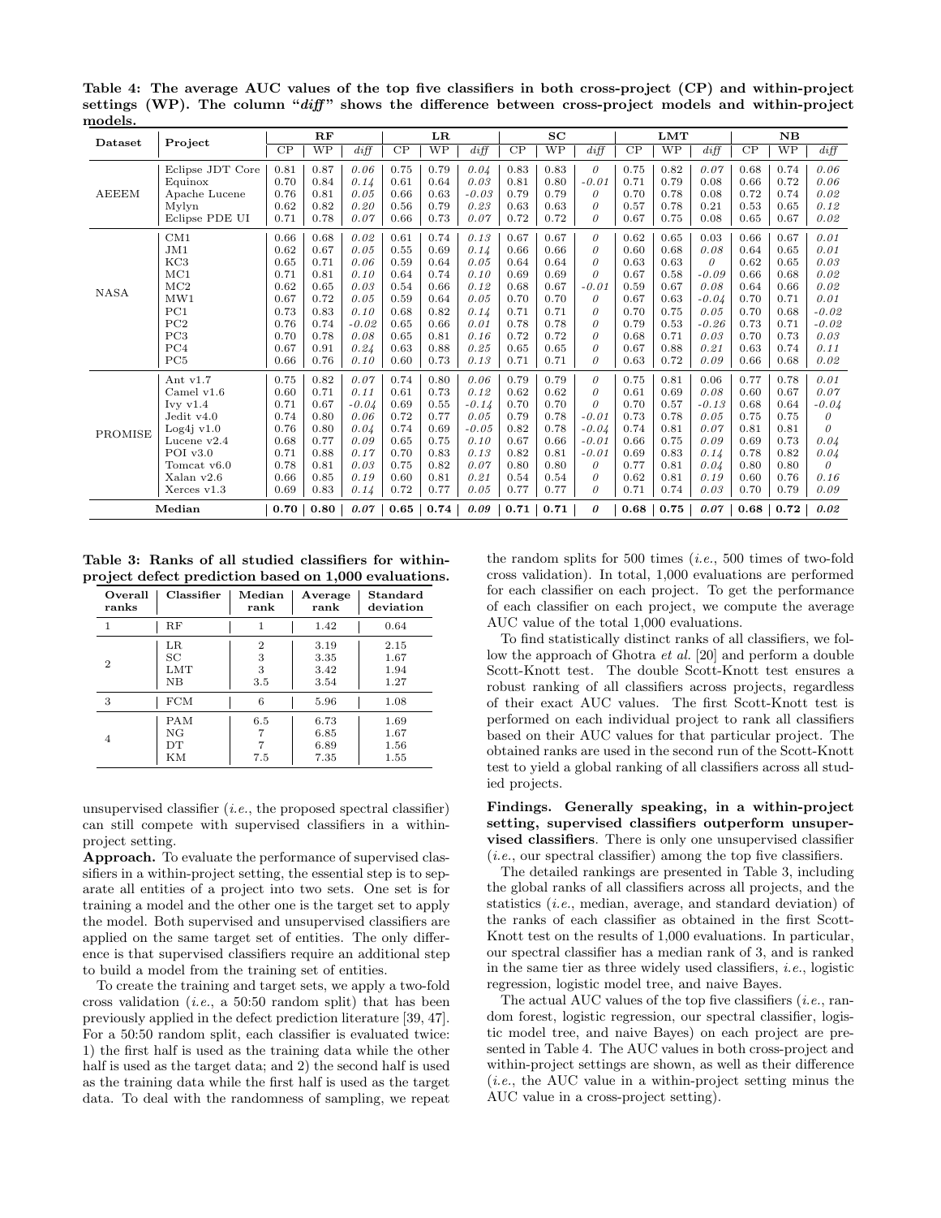**Table 4: The average AUC values of the top five classifiers in both cross-project (CP) and within-project settings (WP). The column "*diff*" shows the difference between cross-project models and within-project models.**

| Dataset | Project | RF | | | LR | | | SC | | | LMT | | | NB | | |
|---|---|---|---|---|---|---|---|---|---|---|---|---|---|---|---|---|
| | | CP | WP | *diff* | CP | WP | *diff* | CP | WP | *diff* | CP | WP | *diff* | CP | WP | *diff* |
| AEEEM | Eclipse JDT Core | 0.81 | 0.87 | *0.06* | 0.75 | 0.79 | *0.04* | 0.83 | 0.83 | *0* | 0.75 | 0.82 | *0.07* | 0.68 | 0.74 | *0.06* |
| | Equinox | 0.70 | 0.84 | *0.14* | 0.61 | 0.64 | *0.03* | 0.81 | 0.80 | *-0.01* | 0.71 | 0.79 | 0.08 | 0.66 | 0.72 | *0.06* |
| | Apache Lucene | 0.76 | 0.81 | *0.05* | 0.66 | 0.63 | *-0.03* | 0.79 | 0.79 | *0* | 0.70 | 0.78 | 0.08 | 0.72 | 0.74 | *0.02* |
| | Mylyn | 0.62 | 0.82 | *0.20* | 0.56 | 0.79 | *0.23* | 0.63 | 0.63 | *0* | 0.57 | 0.78 | 0.21 | 0.53 | 0.65 | *0.12* |
| | Eclipse PDE UI | 0.71 | 0.78 | *0.07* | 0.66 | 0.73 | *0.07* | 0.72 | 0.72 | *0* | 0.67 | 0.75 | 0.08 | 0.65 | 0.67 | *0.02* |
| NASA | CM1 | 0.66 | 0.68 | *0.02* | 0.61 | 0.74 | *0.13* | 0.67 | 0.67 | *0* | 0.62 | 0.65 | 0.03 | 0.66 | 0.67 | *0.01* |
| | JM1 | 0.62 | 0.67 | *0.05* | 0.55 | 0.69 | *0.14* | 0.66 | 0.66 | *0* | 0.60 | 0.68 | *0.08* | 0.64 | 0.65 | *0.01* |
| | KC3 | 0.65 | 0.71 | *0.06* | 0.59 | 0.64 | *0.05* | 0.64 | 0.64 | *0* | 0.63 | 0.63 | *0* | 0.62 | 0.65 | *0.03* |
| | MC1 | 0.71 | 0.81 | *0.10* | 0.64 | 0.74 | *0.10* | 0.69 | 0.69 | *0* | 0.67 | 0.58 | *-0.09* | 0.66 | 0.68 | *0.02* |
| | MC2 | 0.62 | 0.65 | *0.03* | 0.54 | 0.66 | *0.12* | 0.68 | 0.67 | *-0.01* | 0.59 | 0.67 | *0.08* | 0.64 | 0.66 | *0.02* |
| | MW1 | 0.67 | 0.72 | *0.05* | 0.59 | 0.64 | *0.05* | 0.70 | 0.70 | *0* | 0.67 | 0.63 | *-0.04* | 0.70 | 0.71 | *0.01* |
| | PC1 | 0.73 | 0.83 | *0.10* | 0.68 | 0.82 | *0.14* | 0.71 | 0.71 | *0* | 0.70 | 0.75 | *0.05* | 0.70 | 0.68 | *-0.02* |
| | PC2 | 0.76 | 0.74 | *-0.02* | 0.65 | 0.66 | *0.01* | 0.78 | 0.78 | *0* | 0.79 | 0.53 | *-0.26* | 0.73 | 0.71 | *-0.02* |
| | PC3 | 0.70 | 0.78 | *0.08* | 0.65 | 0.81 | *0.16* | 0.72 | 0.72 | *0* | 0.68 | 0.71 | *0.03* | 0.70 | 0.73 | *0.03* |
| | PC4 | 0.67 | 0.91 | *0.24* | 0.63 | 0.88 | *0.25* | 0.65 | 0.65 | *0* | 0.67 | 0.88 | *0.21* | 0.63 | 0.74 | *0.11* |
| | PC5 | 0.66 | 0.76 | *0.10* | 0.60 | 0.73 | *0.13* | 0.71 | 0.71 | *0* | 0.63 | 0.72 | *0.09* | 0.66 | 0.68 | *0.02* |
| PROMISE | Ant v1.7 | 0.75 | 0.82 | *0.07* | 0.74 | 0.80 | *0.06* | 0.79 | 0.79 | *0* | 0.75 | 0.81 | 0.06 | 0.77 | 0.78 | *0.01* |
| | Camel v1.6 | 0.60 | 0.71 | *0.11* | 0.61 | 0.73 | *0.12* | 0.62 | 0.62 | *0* | 0.61 | 0.69 | *0.08* | 0.60 | 0.67 | *0.07* |
| | Ivy v1.4 | 0.71 | 0.67 | *-0.04* | 0.69 | 0.55 | *-0.14* | 0.70 | 0.70 | *0* | 0.70 | 0.57 | *-0.13* | 0.68 | 0.64 | *-0.04* |
| | Jedit v4.0 | 0.74 | 0.80 | *0.06* | 0.72 | 0.77 | *0.05* | 0.79 | 0.78 | *-0.01* | 0.73 | 0.78 | *0.05* | 0.75 | 0.75 | *0* |
| | Log4j v1.0 | 0.76 | 0.80 | *0.04* | 0.74 | 0.69 | *-0.05* | 0.82 | 0.78 | *-0.04* | 0.74 | 0.81 | *0.07* | 0.81 | 0.81 | *0* |
| | Lucene v2.4 | 0.68 | 0.77 | *0.09* | 0.65 | 0.75 | *0.10* | 0.67 | 0.66 | *-0.01* | 0.66 | 0.75 | *0.09* | 0.69 | 0.73 | *0.04* |
| | POI v3.0 | 0.71 | 0.88 | *0.17* | 0.70 | 0.83 | *0.13* | 0.82 | 0.81 | *-0.01* | 0.69 | 0.83 | *0.14* | 0.78 | 0.82 | *0.04* |
| | Tomcat v6.0 | 0.78 | 0.81 | *0.03* | 0.75 | 0.82 | *0.07* | 0.80 | 0.80 | *0* | 0.77 | 0.81 | *0.04* | 0.80 | 0.80 | *0* |
| | Xalan v2.6 | 0.66 | 0.85 | *0.19* | 0.60 | 0.81 | *0.21* | 0.54 | 0.54 | *0* | 0.62 | 0.81 | *0.19* | 0.60 | 0.76 | *0.16* |
| | Xerces v1.3 | 0.69 | 0.83 | *0.14* | 0.72 | 0.77 | *0.05* | 0.77 | 0.77 | *0* | 0.71 | 0.74 | *0.03* | 0.70 | 0.79 | *0.09* |
| **Median** | | **0.70** | **0.80** | ***0.07*** | **0.65** | **0.74** | ***0.09*** | **0.71** | **0.71** | ***0*** | **0.68** | **0.75** | ***0.07*** | **0.68** | **0.72** | ***0.02*** |

**Table 3: Ranks of all studied classifiers for within-project defect prediction based on 1,000 evaluations.**

| Overall ranks | Classifier | Median rank | Average rank | Standard deviation |
|---|---|---|---|---|
| 1 | RF | 1 | 1.42 | 0.64 |
| 2 | LR | 2 | 3.19 | 2.15 |
| | SC | 3 | 3.35 | 1.67 |
| | LMT | 3 | 3.42 | 1.94 |
| | NB | 3.5 | 3.54 | 1.27 |
| 3 | FCM | 6 | 5.96 | 1.08 |
| 4 | PAM | 6.5 | 6.73 | 1.69 |
| | NG | 7 | 6.85 | 1.67 |
| | DT | 7 | 6.89 | 1.56 |
| | KM | 7.5 | 7.35 | 1.55 |

unsupervised classifier (*i.e.*, the proposed spectral classifier) can still compete with supervised classifiers in a within-project setting.

**Approach.** To evaluate the performance of supervised classifiers in a within-project setting, the essential step is to separate all entities of a project into two sets. One set is for training a model and the other one is the target set to apply the model. Both supervised and unsupervised classifiers are applied on the same target set of entities. The only difference is that supervised classifiers require an additional step to build a model from the training set of entities.

To create the training and target sets, we apply a two-fold cross validation (*i.e.*, a 50:50 random split) that has been previously applied in the defect prediction literature [39, 47]. For a 50:50 random split, each classifier is evaluated twice: 1) the first half is used as the training data while the other half is used as the target data; and 2) the second half is used as the training data while the first half is used as the target data. To deal with the randomness of sampling, we repeat the random splits for 500 times (*i.e.*, 500 times of two-fold cross validation). In total, 1,000 evaluations are performed for each classifier on each project. To get the performance of each classifier on each project, we compute the average AUC value of the total 1,000 evaluations.

To find statistically distinct ranks of all classifiers, we follow the approach of Ghotra *et al.* [20] and perform a double Scott-Knott test. The double Scott-Knott test ensures a robust ranking of all classifiers across projects, regardless of their exact AUC values. The first Scott-Knott test is performed on each individual project to rank all classifiers based on their AUC values for that particular project. The obtained ranks are used in the second run of the Scott-Knott test to yield a global ranking of all classifiers across all studied projects.

**Findings. Generally speaking, in a within-project setting, supervised classifiers outperform unsupervised classifiers**. There is only one unsupervised classifier (*i.e.*, our spectral classifier) among the top five classifiers.

The detailed rankings are presented in Table 3, including the global ranks of all classifiers across all projects, and the statistics (*i.e.*, median, average, and standard deviation) of the ranks of each classifier as obtained in the first Scott-Knott test on the results of 1,000 evaluations. In particular, our spectral classifier has a median rank of 3, and is ranked in the same tier as three widely used classifiers, *i.e.*, logistic regression, logistic model tree, and naive Bayes.

The actual AUC values of the top five classifiers (*i.e.*, random forest, logistic regression, our spectral classifier, logistic model tree, and naive Bayes) on each project are presented in Table 4. The AUC values in both cross-project and within-project settings are shown, as well as their difference (*i.e.*, the AUC value in a within-project setting minus the AUC value in a cross-project setting).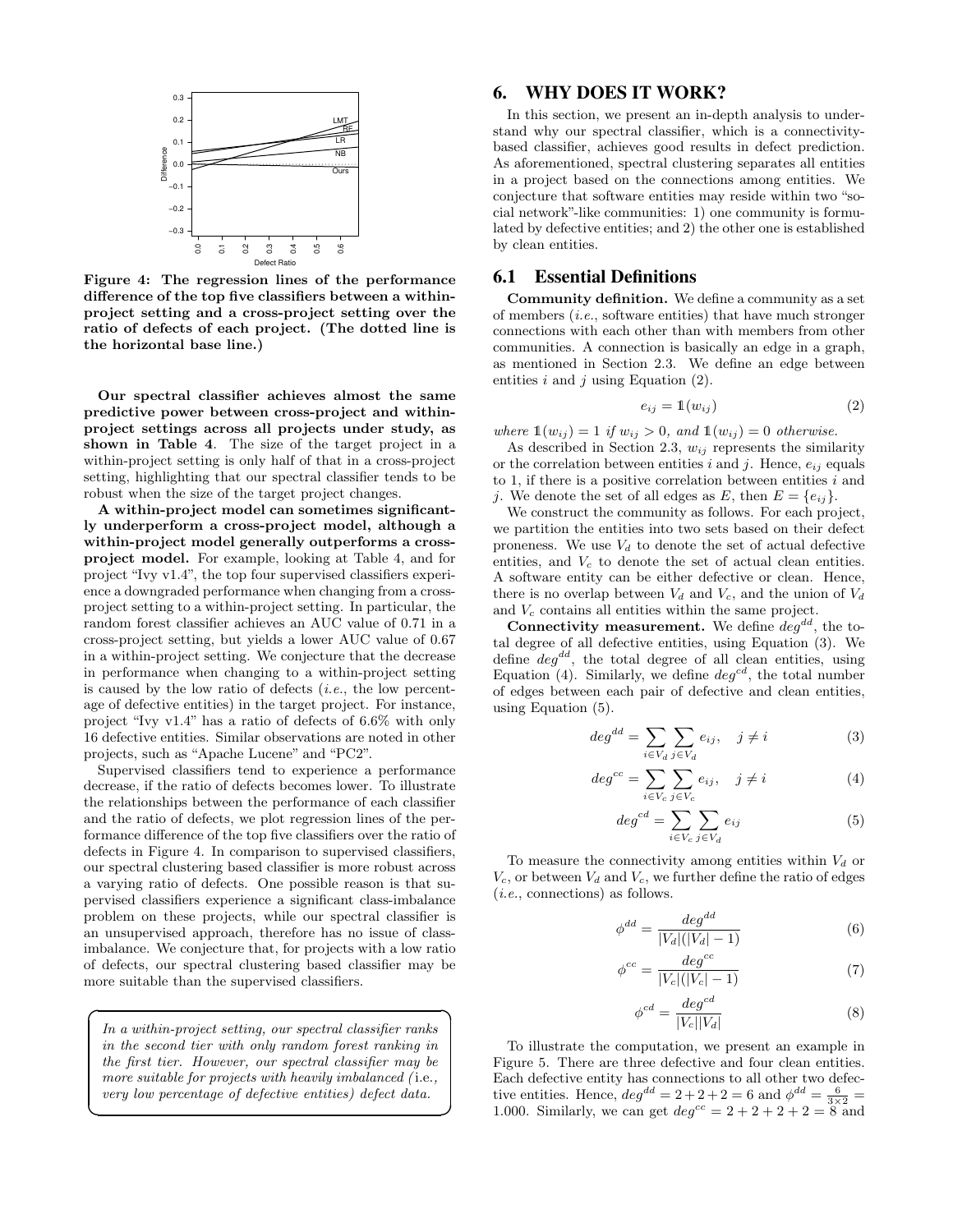Figure 4: The regression lines of the performance difference of the top five classifiers between a within-project setting and a cross-project setting over the ratio of defects of each project. (The dotted line is the horizontal base line.)

**Our spectral classifier achieves almost the same predictive power between cross-project and within-project settings across all projects under study, as shown in Table 4**. The size of the target project in a within-project setting is only half of that in a cross-project setting, highlighting that our spectral classifier tends to be robust when the size of the target project changes.

**A within-project model can sometimes significantly underperform a cross-project model, although a within-project model generally outperforms a cross-project model.** For example, looking at Table 4, and for project "Ivy v1.4", the top four supervised classifiers experience a downgraded performance when changing from a cross-project setting to a within-project setting. In particular, the random forest classifier achieves an AUC value of 0.71 in a cross-project setting, but yields a lower AUC value of 0.67 in a within-project setting. We conjecture that the decrease in performance when changing to a within-project setting is caused by the low ratio of defects (*i.e.*, the low percentage of defective entities) in the target project. For instance, project "Ivy v1.4" has a ratio of defects of 6.6% with only 16 defective entities. Similar observations are noted in other projects, such as "Apache Lucene" and "PC2".

Supervised classifiers tend to experience a performance decrease, if the ratio of defects becomes lower. To illustrate the relationships between the performance of each classifier and the ratio of defects, we plot regression lines of the performance difference of the top five classifiers over the ratio of defects in Figure 4. In comparison to supervised classifiers, our spectral clustering based classifier is more robust across a varying ratio of defects. One possible reason is that supervised classifiers experience a significant class-imbalance problem on these projects, while our spectral classifier is an unsupervised approach, therefore has no issue of class-imbalance. We conjecture that, for projects with a low ratio of defects, our spectral clustering based classifier may be more suitable than the supervised classifiers.

> *In a within-project setting, our spectral classifier ranks in the second tier with only random forest ranking in the first tier. However, our spectral classifier may be more suitable for projects with heavily imbalanced (*i.e.*, very low percentage of defective entities) defect data.*

## 6. WHY DOES IT WORK?

In this section, we present an in-depth analysis to understand why our spectral classifier, which is a connectivity-based classifier, achieves good results in defect prediction. As aforementioned, spectral clustering separates all entities in a project based on the connections among entities. We conjecture that software entities may reside within two "social network"-like communities: 1) one community is formulated by defective entities; and 2) the other one is established by clean entities.

### 6.1 Essential Definitions

**Community definition.** We define a community as a set of members (*i.e.*, software entities) that have much stronger connections with each other than with members from other communities. A connection is basically an edge in a graph, as mentioned in Section 2.3. We define an edge between entities $i$ and $j$ using Equation (2).

$$e_{ij} = \mathbb{1}(w_{ij}) \tag{2}$$

*where* $\mathbb{1}(w_{ij}) = 1$ *if* $w_{ij} > 0$*, and* $\mathbb{1}(w_{ij}) = 0$ *otherwise.*

As described in Section 2.3, $w_{ij}$ represents the similarity or the correlation between entities $i$ and $j$. Hence, $e_{ij}$ equals to 1, if there is a positive correlation between entities $i$ and $j$. We denote the set of all edges as $E$, then $E = \{e_{ij}\}$.

We construct the community as follows. For each project, we partition the entities into two sets based on their defect proneness. We use $V_d$ to denote the set of actual defective entities, and $V_c$ to denote the set of actual clean entities. A software entity can be either defective or clean. Hence, there is no overlap between $V_d$ and $V_c$, and the union of $V_d$ and $V_c$ contains all entities within the same project.

**Connectivity measurement.** We define $deg^{dd}$, the total degree of all defective entities, using Equation (3). We define $deg^{dd}$, the total degree of all clean entities, using Equation (4). Similarly, we define $deg^{cd}$, the total number of edges between each pair of defective and clean entities, using Equation (5).

$$deg^{dd} = \sum_{i \in V_d} \sum_{j \in V_d} e_{ij}, \quad j \neq i \tag{3}$$

$$deg^{cc} = \sum_{i \in V_c} \sum_{j \in V_c} e_{ij}, \quad j \neq i \tag{4}$$

$$deg^{cd} = \sum_{i \in V_c} \sum_{j \in V_d} e_{ij} \tag{5}$$

To measure the connectivity among entities within $V_d$ or $V_c$, or between $V_d$ and $V_c$, we further define the ratio of edges (*i.e.*, connections) as follows.

$$\phi^{dd} = \frac{deg^{dd}}{|V_d|(|V_d| - 1)} \tag{6}$$

$$\phi^{cc} = \frac{deg^{cc}}{|V_c|(|V_c| - 1)} \tag{7}$$

$$\phi^{cd} = \frac{deg^{cd}}{|V_c||V_d|} \tag{8}$$

To illustrate the computation, we present an example in Figure 5. There are three defective and four clean entities. Each defective entity has connections to all other two defective entities. Hence, $deg^{dd} = 2+2+2 = 6$ and $\phi^{dd} = \frac{6}{3 \times 2} = 1.000$. Similarly, we can get $deg^{cc} = 2+2+2+2 = 8$ and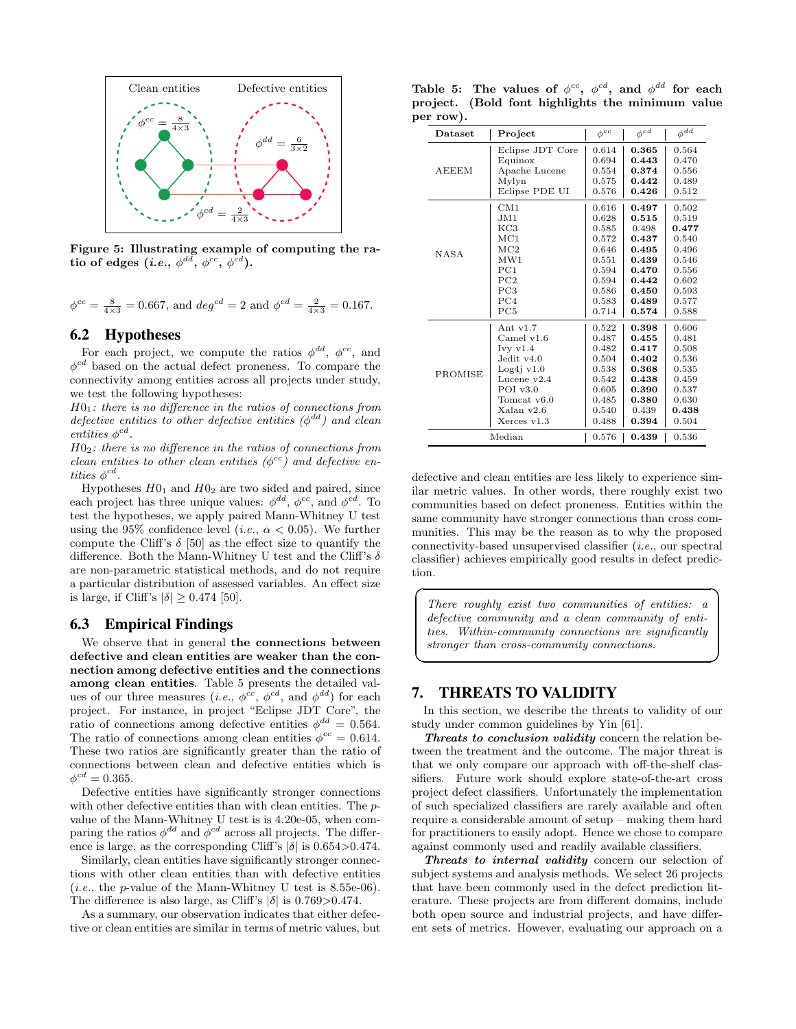Figure 5: Illustrating example of computing the ratio of edges (*i.e.*, $\phi^{dd}$, $\phi^{cc}$, $\phi^{cd}$).

$\phi^{cc} = \frac{8}{4\times3} = 0.667$, and $deg^{cd} = 2$ and $\phi^{cd} = \frac{2}{4\times3} = 0.167$.

## 6.2 Hypotheses

For each project, we compute the ratios $\phi^{dd}$, $\phi^{cc}$, and $\phi^{cd}$ based on the actual defect proneness. To compare the connectivity among entities across all projects under study, we test the following hypotheses:

*$H0_1$: there is no difference in the ratios of connections from defective entities to other defective entities ($\phi^{dd}$) and clean entities $\phi^{cd}$.*

*$H0_2$: there is no difference in the ratios of connections from clean entities to other clean entities ($\phi^{cc}$) and defective entities $\phi^{cd}$.*

Hypotheses $H0_1$ and $H0_2$ are two sided and paired, since each project has three unique values: $\phi^{dd}$, $\phi^{cc}$, and $\phi^{cd}$. To test the hypotheses, we apply paired Mann-Whitney U test using the 95% confidence level (*i.e.*, $\alpha < 0.05$). We further compute the Cliff's $\delta$ [50] as the effect size to quantify the difference. Both the Mann-Whitney U test and the Cliff's $\delta$ are non-parametric statistical methods, and do not require a particular distribution of assessed variables. An effect size is large, if Cliff's $|\delta| \geq 0.474$ [50].

## 6.3 Empirical Findings

We observe that in general **the connections between defective and clean entities are weaker than the connection among defective entities and the connections among clean entities**. Table 5 presents the detailed values of our three measures (*i.e.*, $\phi^{cc}$, $\phi^{cd}$, and $\phi^{dd}$) for each project. For instance, in project "Eclipse JDT Core", the ratio of connections among defective entities $\phi^{dd} = 0.564$. The ratio of connections among clean entities $\phi^{cc} = 0.614$. These two ratios are significantly greater than the ratio of connections between clean and defective entities which is $\phi^{cd} = 0.365$.

Defective entities have significantly stronger connections with other defective entities than with clean entities. The $p$-value of the Mann-Whitney U test is is 4.20e-05, when comparing the ratios $\phi^{dd}$ and $\phi^{cd}$ across all projects. The difference is large, as the corresponding Cliff's $|\delta|$ is 0.654>0.474.

Similarly, clean entities have significantly stronger connections with other clean entities than with defective entities (*i.e.*, the $p$-value of the Mann-Whitney U test is 8.55e-06). The difference is also large, as Cliff's $|\delta|$ is 0.769>0.474.

As a summary, our observation indicates that either defective or clean entities are similar in terms of metric values, but defective and clean entities are less likely to experience similar metric values. In other words, there roughly exist two communities based on defect proneness. Entities within the same community have stronger connections than cross communities. This may be the reason as to why the proposed connectivity-based unsupervised classifier (*i.e.*, our spectral classifier) achieves empirically good results in defect prediction.

**Table 5: The values of $\phi^{cc}$, $\phi^{cd}$, and $\phi^{dd}$ for each project. (Bold font highlights the minimum value per row).**

| Dataset | Project | $\phi^{cc}$ | $\phi^{cd}$ | $\phi^{dd}$ |
|---|---|---|---|---|
| AEEEM | Eclipse JDT Core | 0.614 | **0.365** | 0.564 |
| | Equinox | 0.694 | **0.443** | 0.470 |
| | Apache Lucene | 0.554 | **0.374** | 0.556 |
| | Mylyn | 0.575 | **0.442** | 0.489 |
| | Eclipse PDE UI | 0.576 | **0.426** | 0.512 |
| NASA | CM1 | 0.616 | **0.497** | 0.502 |
| | JM1 | 0.628 | **0.515** | 0.519 |
| | KC3 | 0.585 | 0.498 | **0.477** |
| | MC1 | 0.572 | **0.437** | 0.540 |
| | MC2 | 0.646 | **0.495** | 0.496 |
| | MW1 | 0.551 | **0.439** | 0.546 |
| | PC1 | 0.594 | **0.470** | 0.556 |
| | PC2 | 0.594 | **0.442** | 0.602 |
| | PC3 | 0.586 | **0.450** | 0.593 |
| | PC4 | 0.583 | **0.489** | 0.577 |
| | PC5 | 0.714 | **0.574** | 0.588 |
| PROMISE | Ant v1.7 | 0.522 | **0.398** | 0.606 |
| | Camel v1.6 | 0.487 | **0.455** | 0.481 |
| | Ivy v1.4 | 0.482 | **0.417** | 0.508 |
| | Jedit v4.0 | 0.504 | **0.402** | 0.536 |
| | Log4j v1.0 | 0.538 | **0.368** | 0.535 |
| | Lucene v2.4 | 0.542 | **0.438** | 0.459 |
| | POI v3.0 | 0.605 | **0.390** | 0.537 |
| | Tomcat v6.0 | 0.485 | **0.380** | 0.630 |
| | Xalan v2.6 | 0.540 | 0.439 | **0.438** |
| | Xerces v1.3 | 0.488 | **0.394** | 0.504 |
| Median | | 0.576 | **0.439** | 0.536 |

> *There roughly exist two communities of entities: a defective community and a clean community of entities. Within-community connections are significantly stronger than cross-community connections.*

# 7. THREATS TO VALIDITY

In this section, we describe the threats to validity of our study under common guidelines by Yin [61].

***Threats to conclusion validity*** concern the relation between the treatment and the outcome. The major threat is that we only compare our approach with off-the-shelf classifiers. Future work should explore state-of-the-art cross project defect classifiers. Unfortunately the implementation of such specialized classifiers are rarely available and often require a considerable amount of setup – making them hard for practitioners to easily adopt. Hence we chose to compare against commonly used and readily available classifiers.

***Threats to internal validity*** concern our selection of subject systems and analysis methods. We select 26 projects that have been commonly used in the defect prediction literature. These projects are from different domains, include both open source and industrial projects, and have different sets of metrics. However, evaluating our approach on a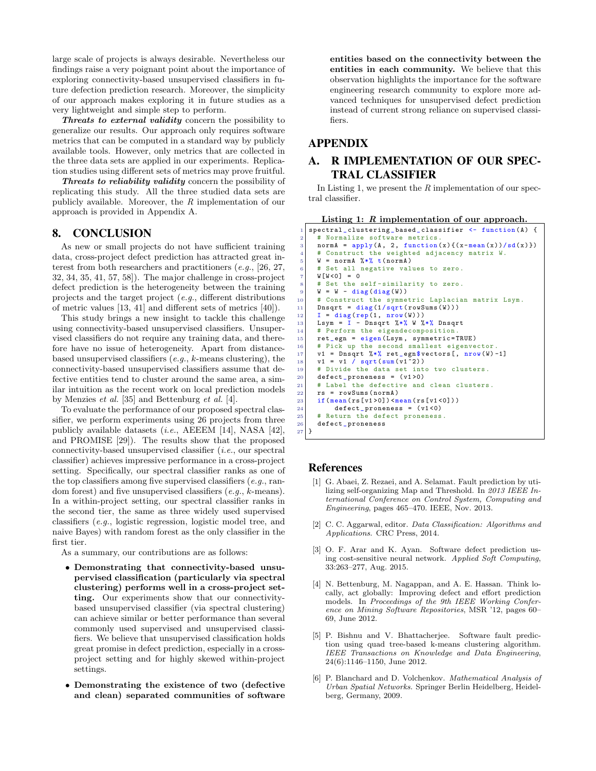large scale of projects is always desirable. Nevertheless our findings raise a very poignant point about the importance of exploring connectivity-based unsupervised classifiers in future defection prediction research. Moreover, the simplicity of our approach makes exploring it in future studies as a very lightweight and simple step to perform.

***Threats to external validity*** concern the possibility to generalize our results. Our approach only requires software metrics that can be computed in a standard way by publicly available tools. However, only metrics that are collected in the three data sets are applied in our experiments. Replication studies using different sets of metrics may prove fruitful.

***Threats to reliability validity*** concern the possibility of replicating this study. All the three studied data sets are publicly available. Moreover, the *R* implementation of our approach is provided in Appendix A.

## 8. CONCLUSION

As new or small projects do not have sufficient training data, cross-project defect prediction has attracted great interest from both researchers and practitioners (*e.g.*, [26, 27, 32, 34, 35, 41, 57, 58]). The major challenge in cross-project defect prediction is the heterogeneity between the training projects and the target project (*e.g.*, different distributions of metric values [13, 41] and different sets of metrics [40]).

This study brings a new insight to tackle this challenge using connectivity-based unsupervised classifiers. Unsupervised classifiers do not require any training data, and therefore have no issue of heterogeneity. Apart from distance-based unsupervised classifiers (*e.g.*, *k*-means clustering), the connectivity-based unsupervised classifiers assume that defective entities tend to cluster around the same area, a similar intuition as the recent work on local prediction models by Menzies *et al.* [35] and Bettenburg *et al.* [4].

To evaluate the performance of our proposed spectral classifier, we perform experiments using 26 projects from three publicly available datasets (*i.e.*, AEEEM [14], NASA [42], and PROMISE [29]). The results show that the proposed connectivity-based unsupervised classifier (*i.e.*, our spectral classifier) achieves impressive performance in a cross-project setting. Specifically, our spectral classifier ranks as one of the top classifiers among five supervised classifiers (*e.g.*, random forest) and five unsupervised classifiers (*e.g.*, *k*-means). In a within-project setting, our spectral classifier ranks in the second tier, the same as three widely used supervised classifiers (*e.g.*, logistic regression, logistic model tree, and naive Bayes) with random forest as the only classifier in the first tier.

As a summary, our contributions are as follows:

- **Demonstrating that connectivity-based unsupervised classification (particularly via spectral clustering) performs well in a cross-project setting.** Our experiments show that our connectivity-based unsupervised classifier (via spectral clustering) can achieve similar or better performance than several commonly used supervised and unsupervised classifiers. We believe that unsupervised classification holds great promise in defect prediction, especially in a cross-project setting and for highly skewed within-project settings.
- **Demonstrating the existence of two (defective and clean) separated communities of software entities based on the connectivity between the entities in each community.** We believe that this observation highlights the importance for the software engineering research community to explore more advanced techniques for unsupervised defect prediction instead of current strong reliance on supervised classifiers.

## APPENDIX

## A. R IMPLEMENTATION OF OUR SPECTRAL CLASSIFIER

In Listing 1, we present the *R* implementation of our spectral classifier.

**Listing 1: *R* implementation of our approach.**

```
spectral_clustering_based_classifier <- function(A) {
  # Normalize software metrics.
  normA = apply(A, 2, function(x){(x-mean(x))/sd(x)})
  # Construct the weighted adjacency matrix W.
  W = normA %*% t(normA)
  # Set all negative values to zero.
  W[W<0] = 0
  # Set the self-similarity to zero.
  W = W - diag(diag(W))
  # Construct the symmetric Laplacian matrix Lsym.
  Dnsqrt = diag(1/sqrt(rowSums(W)))
  I = diag(rep(1, nrow(W)))
  Lsym = I - Dnsqrt %*% W %*% Dnsqrt
  # Perform the eigendecomposition.
  ret_egn = eigen(Lsym, symmetric=TRUE)
  # Pick up the second smallest eigenvector.
  v1 = Dnsqrt %*% ret_egn$vectors[, nrow(W)-1]
  v1 = v1 / sqrt(sum(v1^2))
  # Divide the data set into two clusters.
  defect_proneness = (v1>0)
  # Label the defective and clean clusters.
  rs = rowSums(normA)
  if(mean(rs[v1>0])<mean(rs[v1<0]))
      defect_proneness = (v1<0)
  # Return the defect proneness.
  defect_proneness
}
```

## References

[1] G. Abaei, Z. Rezaei, and A. Selamat. Fault prediction by utilizing self-organizing Map and Threshold. In *2013 IEEE International Conference on Control System, Computing and Engineering*, pages 465–470. IEEE, Nov. 2013.

[2] C. C. Aggarwal, editor. *Data Classification: Algorithms and Applications.* CRC Press, 2014.

[3] O. F. Arar and K. Ayan. Software defect prediction using cost-sensitive neural network. *Applied Soft Computing*, 33:263–277, Aug. 2015.

[4] N. Bettenburg, M. Nagappan, and A. E. Hassan. Think locally, act globally: Improving defect and effort prediction models. In *Proceedings of the 9th IEEE Working Conference on Mining Software Repositories*, MSR '12, pages 60–69, June 2012.

[5] P. Bishnu and V. Bhattacherjee. Software fault prediction using quad tree-based k-means clustering algorithm. *IEEE Transactions on Knowledge and Data Engineering*, 24(6):1146–1150, June 2012.

[6] P. Blanchard and D. Volchenkov. *Mathematical Analysis of Urban Spatial Networks.* Springer Berlin Heidelberg, Heidelberg, Germany, 2009.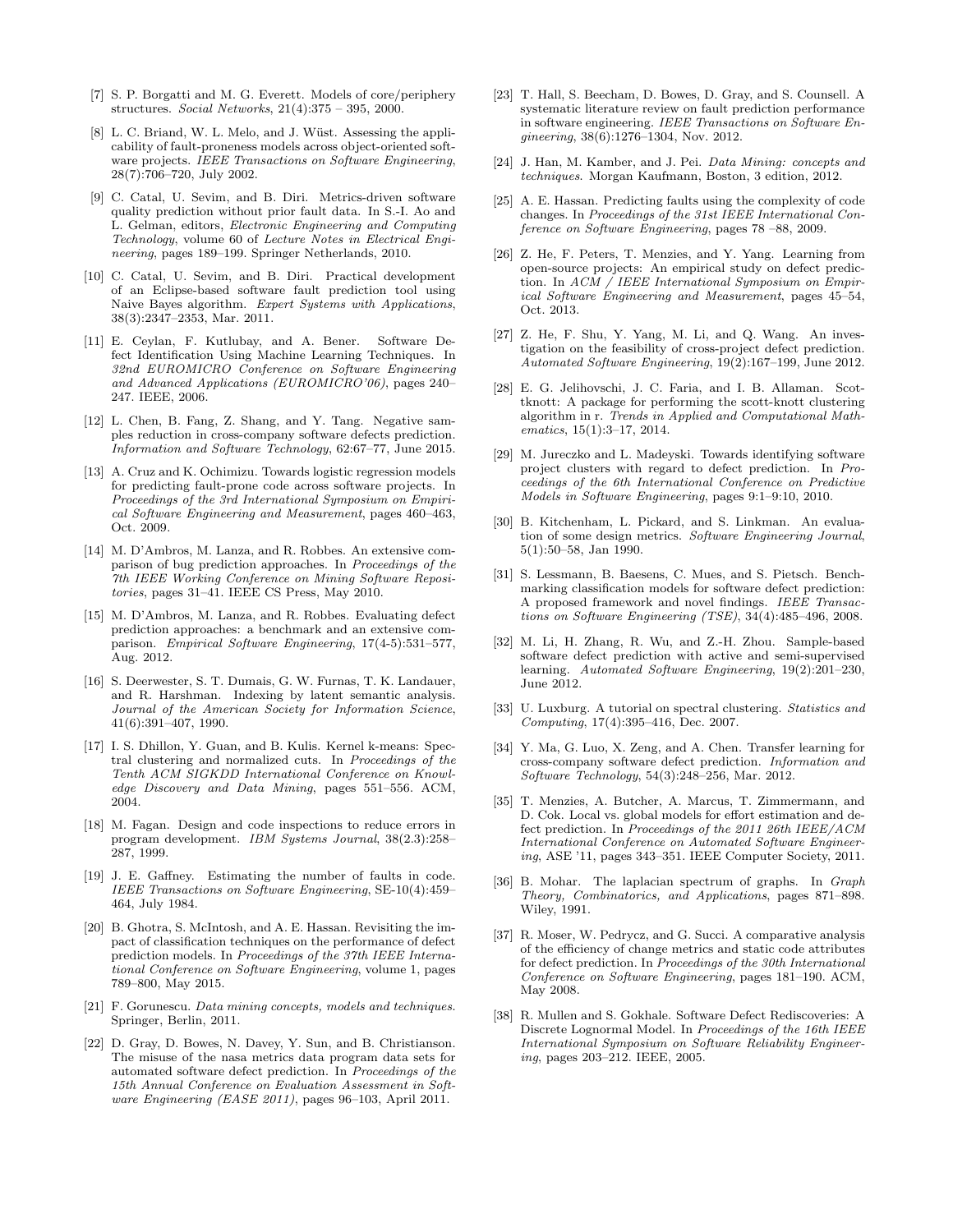[7] S. P. Borgatti and M. G. Everett. Models of core/periphery structures. *Social Networks*, 21(4):375 – 395, 2000.

[8] L. C. Briand, W. L. Melo, and J. Wüst. Assessing the applicability of fault-proneness models across object-oriented software projects. *IEEE Transactions on Software Engineering*, 28(7):706–720, July 2002.

[9] C. Catal, U. Sevim, and B. Diri. Metrics-driven software quality prediction without prior fault data. In S.-I. Ao and L. Gelman, editors, *Electronic Engineering and Computing Technology*, volume 60 of *Lecture Notes in Electrical Engineering*, pages 189–199. Springer Netherlands, 2010.

[10] C. Catal, U. Sevim, and B. Diri. Practical development of an Eclipse-based software fault prediction tool using Naive Bayes algorithm. *Expert Systems with Applications*, 38(3):2347–2353, Mar. 2011.

[11] E. Ceylan, F. Kutlubay, and A. Bener. Software Defect Identification Using Machine Learning Techniques. In *32nd EUROMICRO Conference on Software Engineering and Advanced Applications (EUROMICRO'06)*, pages 240–247. IEEE, 2006.

[12] L. Chen, B. Fang, Z. Shang, and Y. Tang. Negative samples reduction in cross-company software defects prediction. *Information and Software Technology*, 62:67–77, June 2015.

[13] A. Cruz and K. Ochimizu. Towards logistic regression models for predicting fault-prone code across software projects. In *Proceedings of the 3rd International Symposium on Empirical Software Engineering and Measurement*, pages 460–463, Oct. 2009.

[14] M. D'Ambros, M. Lanza, and R. Robbes. An extensive comparison of bug prediction approaches. In *Proceedings of the 7th IEEE Working Conference on Mining Software Repositories*, pages 31–41. IEEE CS Press, May 2010.

[15] M. D'Ambros, M. Lanza, and R. Robbes. Evaluating defect prediction approaches: a benchmark and an extensive comparison. *Empirical Software Engineering*, 17(4-5):531–577, Aug. 2012.

[16] S. Deerwester, S. T. Dumais, G. W. Furnas, T. K. Landauer, and R. Harshman. Indexing by latent semantic analysis. *Journal of the American Society for Information Science*, 41(6):391–407, 1990.

[17] I. S. Dhillon, Y. Guan, and B. Kulis. Kernel k-means: Spectral clustering and normalized cuts. In *Proceedings of the Tenth ACM SIGKDD International Conference on Knowledge Discovery and Data Mining*, pages 551–556. ACM, 2004.

[18] M. Fagan. Design and code inspections to reduce errors in program development. *IBM Systems Journal*, 38(2.3):258–287, 1999.

[19] J. E. Gaffney. Estimating the number of faults in code. *IEEE Transactions on Software Engineering*, SE-10(4):459–464, July 1984.

[20] B. Ghotra, S. McIntosh, and A. E. Hassan. Revisiting the impact of classification techniques on the performance of defect prediction models. In *Proceedings of the 37th IEEE International Conference on Software Engineering*, volume 1, pages 789–800, May 2015.

[21] F. Gorunescu. *Data mining concepts, models and techniques*. Springer, Berlin, 2011.

[22] D. Gray, D. Bowes, N. Davey, Y. Sun, and B. Christianson. The misuse of the nasa metrics data program data sets for automated software defect prediction. In *Proceedings of the 15th Annual Conference on Evaluation Assessment in Software Engineering (EASE 2011)*, pages 96–103, April 2011.

[23] T. Hall, S. Beecham, D. Bowes, D. Gray, and S. Counsell. A systematic literature review on fault prediction performance in software engineering. *IEEE Transactions on Software Engineering*, 38(6):1276–1304, Nov. 2012.

[24] J. Han, M. Kamber, and J. Pei. *Data Mining: concepts and techniques*. Morgan Kaufmann, Boston, 3 edition, 2012.

[25] A. E. Hassan. Predicting faults using the complexity of code changes. In *Proceedings of the 31st IEEE International Conference on Software Engineering*, pages 78 –88, 2009.

[26] Z. He, F. Peters, T. Menzies, and Y. Yang. Learning from open-source projects: An empirical study on defect prediction. In *ACM / IEEE International Symposium on Empirical Software Engineering and Measurement*, pages 45–54, Oct. 2013.

[27] Z. He, F. Shu, Y. Yang, M. Li, and Q. Wang. An investigation on the feasibility of cross-project defect prediction. *Automated Software Engineering*, 19(2):167–199, June 2012.

[28] E. G. Jelihovschi, J. C. Faria, and I. B. Allaman. Scottknott: A package for performing the scott-knott clustering algorithm in r. *Trends in Applied and Computational Mathematics*, 15(1):3–17, 2014.

[29] M. Jureczko and L. Madeyski. Towards identifying software project clusters with regard to defect prediction. In *Proceedings of the 6th International Conference on Predictive Models in Software Engineering*, pages 9:1–9:10, 2010.

[30] B. Kitchenham, L. Pickard, and S. Linkman. An evaluation of some design metrics. *Software Engineering Journal*, 5(1):50–58, Jan 1990.

[31] S. Lessmann, B. Baesens, C. Mues, and S. Pietsch. Benchmarking classification models for software defect prediction: A proposed framework and novel findings. *IEEE Transactions on Software Engineering (TSE)*, 34(4):485–496, 2008.

[32] M. Li, H. Zhang, R. Wu, and Z.-H. Zhou. Sample-based software defect prediction with active and semi-supervised learning. *Automated Software Engineering*, 19(2):201–230, June 2012.

[33] U. Luxburg. A tutorial on spectral clustering. *Statistics and Computing*, 17(4):395–416, Dec. 2007.

[34] Y. Ma, G. Luo, X. Zeng, and A. Chen. Transfer learning for cross-company software defect prediction. *Information and Software Technology*, 54(3):248–256, Mar. 2012.

[35] T. Menzies, A. Butcher, A. Marcus, T. Zimmermann, and D. Cok. Local vs. global models for effort estimation and defect prediction. In *Proceedings of the 2011 26th IEEE/ACM International Conference on Automated Software Engineering*, ASE '11, pages 343–351. IEEE Computer Society, 2011.

[36] B. Mohar. The laplacian spectrum of graphs. In *Graph Theory, Combinatorics, and Applications*, pages 871–898. Wiley, 1991.

[37] R. Moser, W. Pedrycz, and G. Succi. A comparative analysis of the efficiency of change metrics and static code attributes for defect prediction. In *Proceedings of the 30th International Conference on Software Engineering*, pages 181–190. ACM, May 2008.

[38] R. Mullen and S. Gokhale. Software Defect Rediscoveries: A Discrete Lognormal Model. In *Proceedings of the 16th IEEE International Symposium on Software Reliability Engineering*, pages 203–212. IEEE, 2005.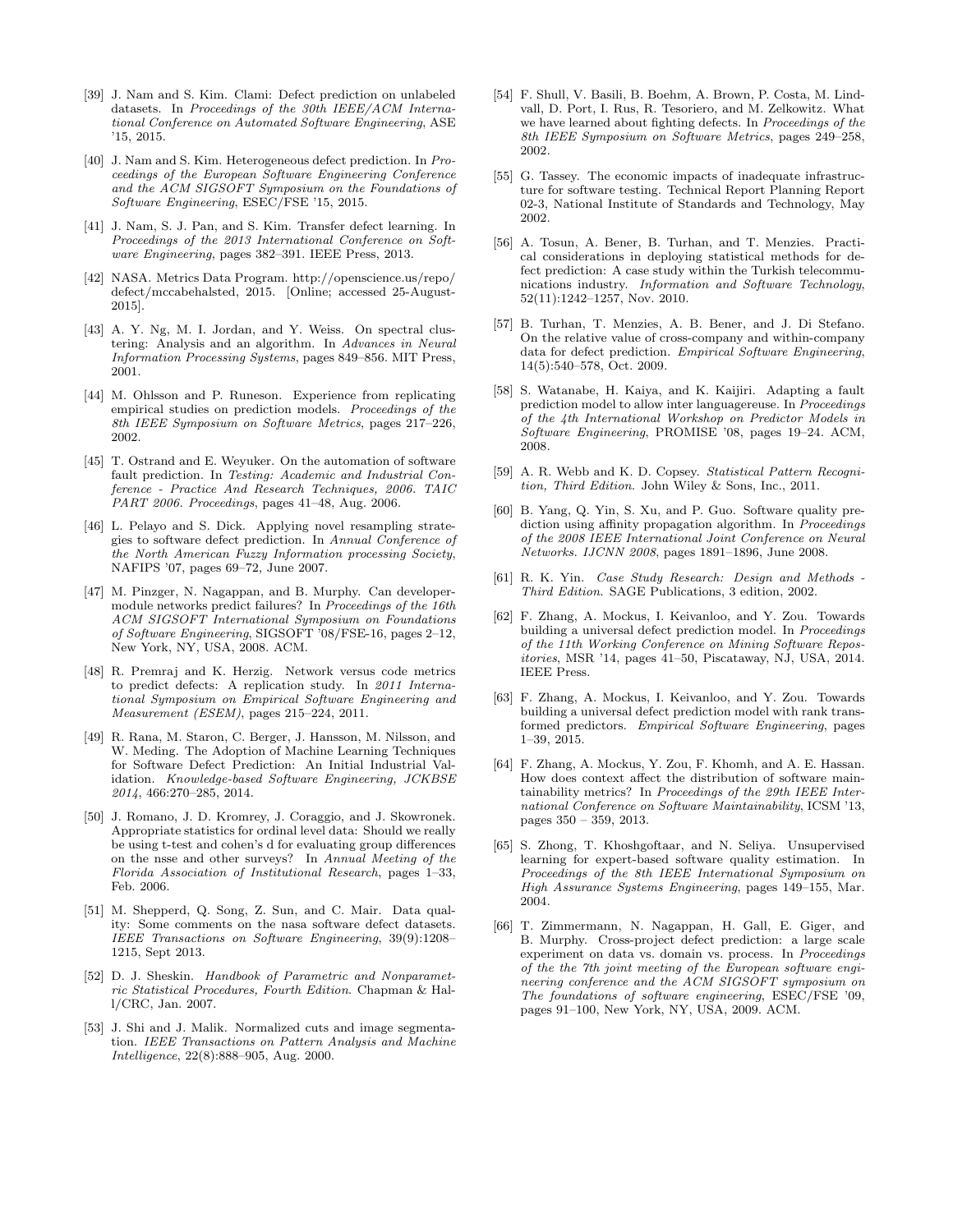[39] J. Nam and S. Kim. Clami: Defect prediction on unlabeled datasets. In *Proceedings of the 30th IEEE/ACM International Conference on Automated Software Engineering*, ASE '15, 2015.

[40] J. Nam and S. Kim. Heterogeneous defect prediction. In *Proceedings of the European Software Engineering Conference and the ACM SIGSOFT Symposium on the Foundations of Software Engineering*, ESEC/FSE '15, 2015.

[41] J. Nam, S. J. Pan, and S. Kim. Transfer defect learning. In *Proceedings of the 2013 International Conference on Software Engineering*, pages 382–391. IEEE Press, 2013.

[42] NASA. Metrics Data Program. http://openscience.us/repo/defect/mccabehalsted, 2015. [Online; accessed 25-August-2015].

[43] A. Y. Ng, M. I. Jordan, and Y. Weiss. On spectral clustering: Analysis and an algorithm. In *Advances in Neural Information Processing Systems*, pages 849–856. MIT Press, 2001.

[44] M. Ohlsson and P. Runeson. Experience from replicating empirical studies on prediction models. *Proceedings of the 8th IEEE Symposium on Software Metrics*, pages 217–226, 2002.

[45] T. Ostrand and E. Weyuker. On the automation of software fault prediction. In *Testing: Academic and Industrial Conference - Practice And Research Techniques, 2006. TAIC PART 2006. Proceedings*, pages 41–48, Aug. 2006.

[46] L. Pelayo and S. Dick. Applying novel resampling strategies to software defect prediction. In *Annual Conference of the North American Fuzzy Information processing Society*, NAFIPS '07, pages 69–72, June 2007.

[47] M. Pinzger, N. Nagappan, and B. Murphy. Can developer-module networks predict failures? In *Proceedings of the 16th ACM SIGSOFT International Symposium on Foundations of Software Engineering*, SIGSOFT '08/FSE-16, pages 2–12, New York, NY, USA, 2008. ACM.

[48] R. Premraj and K. Herzig. Network versus code metrics to predict defects: A replication study. In *2011 International Symposium on Empirical Software Engineering and Measurement (ESEM)*, pages 215–224, 2011.

[49] R. Rana, M. Staron, C. Berger, J. Hansson, M. Nilsson, and W. Meding. The Adoption of Machine Learning Techniques for Software Defect Prediction: An Initial Industrial Validation. *Knowledge-based Software Engineering, JCKBSE 2014*, 466:270–285, 2014.

[50] J. Romano, J. D. Kromrey, J. Coraggio, and J. Skowronek. Appropriate statistics for ordinal level data: Should we really be using t-test and cohen's d for evaluating group differences on the nsse and other surveys? In *Annual Meeting of the Florida Association of Institutional Research*, pages 1–33, Feb. 2006.

[51] M. Shepperd, Q. Song, Z. Sun, and C. Mair. Data quality: Some comments on the nasa software defect datasets. *IEEE Transactions on Software Engineering*, 39(9):1208–1215, Sept 2013.

[52] D. J. Sheskin. *Handbook of Parametric and Nonparametric Statistical Procedures, Fourth Edition*. Chapman & Hall/CRC, Jan. 2007.

[53] J. Shi and J. Malik. Normalized cuts and image segmentation. *IEEE Transactions on Pattern Analysis and Machine Intelligence*, 22(8):888–905, Aug. 2000.

[54] F. Shull, V. Basili, B. Boehm, A. Brown, P. Costa, M. Lindvall, D. Port, I. Rus, R. Tesoriero, and M. Zelkowitz. What we have learned about fighting defects. In *Proceedings of the 8th IEEE Symposium on Software Metrics*, pages 249–258, 2002.

[55] G. Tassey. The economic impacts of inadequate infrastructure for software testing. Technical Report Planning Report 02-3, National Institute of Standards and Technology, May 2002.

[56] A. Tosun, A. Bener, B. Turhan, and T. Menzies. Practical considerations in deploying statistical methods for defect prediction: A case study within the Turkish telecommunications industry. *Information and Software Technology*, 52(11):1242–1257, Nov. 2010.

[57] B. Turhan, T. Menzies, A. B. Bener, and J. Di Stefano. On the relative value of cross-company and within-company data for defect prediction. *Empirical Software Engineering*, 14(5):540–578, Oct. 2009.

[58] S. Watanabe, H. Kaiya, and K. Kaijiri. Adapting a fault prediction model to allow inter languagereuse. In *Proceedings of the 4th International Workshop on Predictor Models in Software Engineering*, PROMISE '08, pages 19–24. ACM, 2008.

[59] A. R. Webb and K. D. Copsey. *Statistical Pattern Recognition, Third Edition*. John Wiley & Sons, Inc., 2011.

[60] B. Yang, Q. Yin, S. Xu, and P. Guo. Software quality prediction using affinity propagation algorithm. In *Proceedings of the 2008 IEEE International Joint Conference on Neural Networks. IJCNN 2008*, pages 1891–1896, June 2008.

[61] R. K. Yin. *Case Study Research: Design and Methods - Third Edition*. SAGE Publications, 3 edition, 2002.

[62] F. Zhang, A. Mockus, I. Keivanloo, and Y. Zou. Towards building a universal defect prediction model. In *Proceedings of the 11th Working Conference on Mining Software Repositories*, MSR '14, pages 41–50, Piscataway, NJ, USA, 2014. IEEE Press.

[63] F. Zhang, A. Mockus, I. Keivanloo, and Y. Zou. Towards building a universal defect prediction model with rank transformed predictors. *Empirical Software Engineering*, pages 1–39, 2015.

[64] F. Zhang, A. Mockus, Y. Zou, F. Khomh, and A. E. Hassan. How does context affect the distribution of software maintainability metrics? In *Proceedings of the 29th IEEE International Conference on Software Maintainability*, ICSM '13, pages 350 – 359, 2013.

[65] S. Zhong, T. Khoshgoftaar, and N. Seliya. Unsupervised learning for expert-based software quality estimation. In *Proceedings of the 8th IEEE International Symposium on High Assurance Systems Engineering*, pages 149–155, Mar. 2004.

[66] T. Zimmermann, N. Nagappan, H. Gall, E. Giger, and B. Murphy. Cross-project defect prediction: a large scale experiment on data vs. domain vs. process. In *Proceedings of the the 7th joint meeting of the European software engineering conference and the ACM SIGSOFT symposium on The foundations of software engineering*, ESEC/FSE '09, pages 91–100, New York, NY, USA, 2009. ACM.